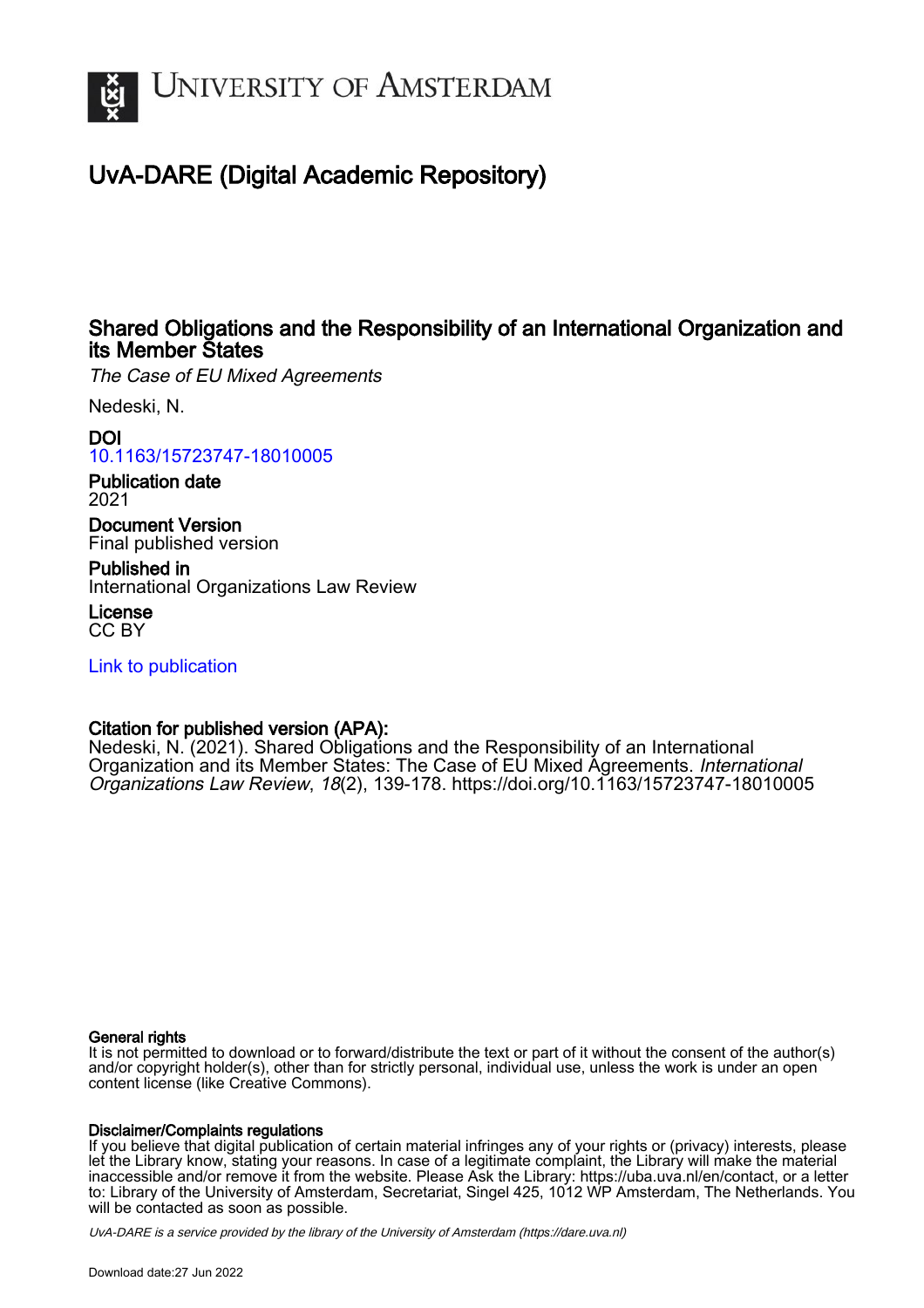# UNIVERSITY OF AMSTERDAM

## UvA-DARE (Digital Academic Repository)

### Shared Obligations and the Responsibility of an International Organization and its Member States

*The Case of EU Mixed Agreements*

Nedeski, N.

**DOI**
10.1163/15723747-18010005

**Publication date**
2021

**Document Version**
Final published version

**Published in**
International Organizations Law Review

**License**
CC BY

Link to publication

**Citation for published version (APA):**
Nedeski, N. (2021). Shared Obligations and the Responsibility of an International Organization and its Member States: The Case of EU Mixed Agreements. *International Organizations Law Review*, *18*(2), 139-178. https://doi.org/10.1163/15723747-18010005

**General rights**
It is not permitted to download or to forward/distribute the text or part of it without the consent of the author(s) and/or copyright holder(s), other than for strictly personal, individual use, unless the work is under an open content license (like Creative Commons).

**Disclaimer/Complaints regulations**
If you believe that digital publication of certain material infringes any of your rights or (privacy) interests, please let the Library know, stating your reasons. In case of a legitimate complaint, the Library will make the material inaccessible and/or remove it from the website. Please Ask the Library: https://uba.uva.nl/en/contact, or a letter to: Library of the University of Amsterdam, Secretariat, Singel 425, 1012 WP Amsterdam, The Netherlands. You will be contacted as soon as possible.

*UvA-DARE is a service provided by the library of the University of Amsterdam (https://dare.uva.nl)*

Download date:27 Jun 2022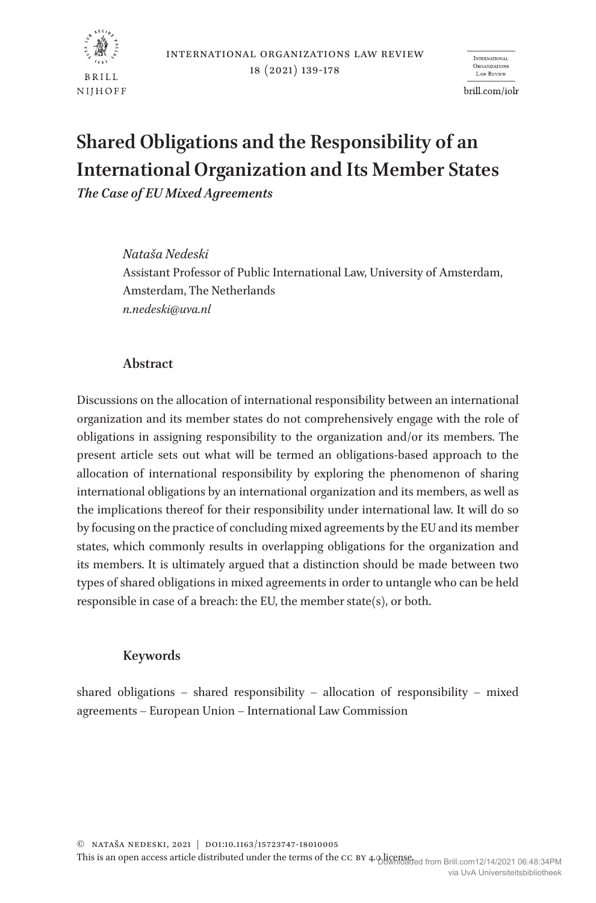# Shared Obligations and the Responsibility of an International Organization and Its Member States

*The Case of EU Mixed Agreements*

*Nataša Nedeski*
Assistant Professor of Public International Law, University of Amsterdam, Amsterdam, The Netherlands
*n.nedeski@uva.nl*

## Abstract

Discussions on the allocation of international responsibility between an international organization and its member states do not comprehensively engage with the role of obligations in assigning responsibility to the organization and/or its members. The present article sets out what will be termed an obligations-based approach to the allocation of international responsibility by exploring the phenomenon of sharing international obligations by an international organization and its members, as well as the implications thereof for their responsibility under international law. It will do so by focusing on the practice of concluding mixed agreements by the EU and its member states, which commonly results in overlapping obligations for the organization and its members. It is ultimately argued that a distinction should be made between two types of shared obligations in mixed agreements in order to untangle who can be held responsible in case of a breach: the EU, the member state(s), or both.

## Keywords

shared obligations – shared responsibility – allocation of responsibility – mixed agreements – European Union – International Law Commission

© Nataša Nedeski, 2021 | doi:10.1163/15723747-18010005
This is an open access article distributed under the terms of the CC BY 4.0 license.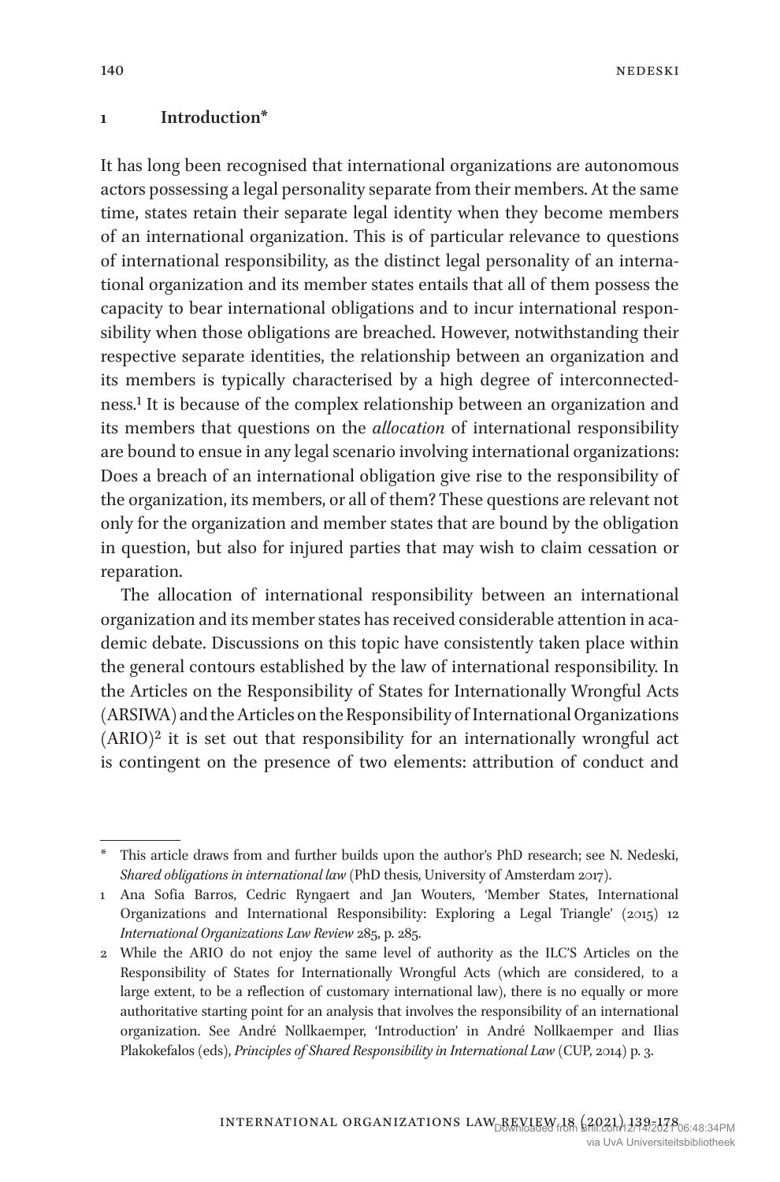## 1 Introduction*

It has long been recognised that international organizations are autonomous actors possessing a legal personality separate from their members. At the same time, states retain their separate legal identity when they become members of an international organization. This is of particular relevance to questions of international responsibility, as the distinct legal personality of an international organization and its member states entails that all of them possess the capacity to bear international obligations and to incur international responsibility when those obligations are breached. However, notwithstanding their respective separate identities, the relationship between an organization and its members is typically characterised by a high degree of interconnectedness.[1] It is because of the complex relationship between an organization and its members that questions on the *allocation* of international responsibility are bound to ensue in any legal scenario involving international organizations: Does a breach of an international obligation give rise to the responsibility of the organization, its members, or all of them? These questions are relevant not only for the organization and member states that are bound by the obligation in question, but also for injured parties that may wish to claim cessation or reparation.

The allocation of international responsibility between an international organization and its member states has received considerable attention in academic debate. Discussions on this topic have consistently taken place within the general contours established by the law of international responsibility. In the Articles on the Responsibility of States for Internationally Wrongful Acts (ARSIWA) and the Articles on the Responsibility of International Organizations (ARIO)[2] it is set out that responsibility for an internationally wrongful act is contingent on the presence of two elements: attribution of conduct and

---

\* This article draws from and further builds upon the author's PhD research; see N. Nedeski, *Shared obligations in international law* (PhD thesis, University of Amsterdam 2017).

1 Ana Sofia Barros, Cedric Ryngaert and Jan Wouters, 'Member States, International Organizations and International Responsibility: Exploring a Legal Triangle' (2015) 12 *International Organizations Law Review* 285, p. 285.

2 While the ARIO do not enjoy the same level of authority as the ILC'S Articles on the Responsibility of States for Internationally Wrongful Acts (which are considered, to a large extent, to be a reflection of customary international law), there is no equally or more authoritative starting point for an analysis that involves the responsibility of an international organization. See André Nollkaemper, 'Introduction' in André Nollkaemper and Ilias Plakokefalos (eds), *Principles of Shared Responsibility in International Law* (CUP, 2014) p. 3.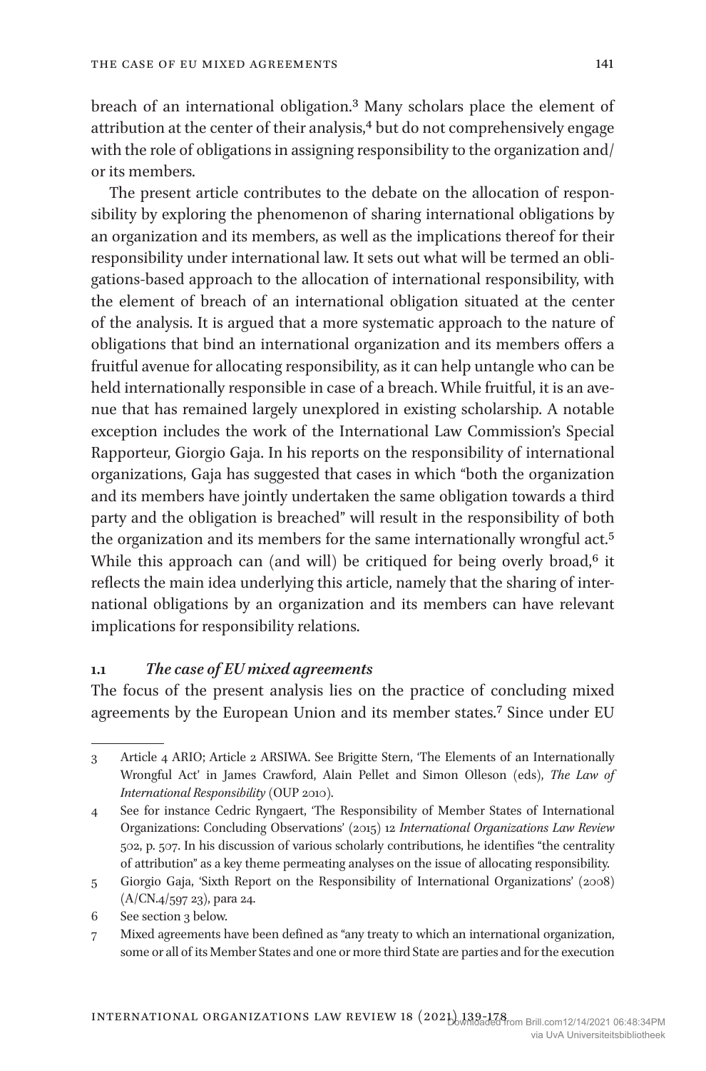breach of an international obligation.[3] Many scholars place the element of attribution at the center of their analysis,[4] but do not comprehensively engage with the role of obligations in assigning responsibility to the organization and/ or its members.

The present article contributes to the debate on the allocation of responsibility by exploring the phenomenon of sharing international obligations by an organization and its members, as well as the implications thereof for their responsibility under international law. It sets out what will be termed an obligations-based approach to the allocation of international responsibility, with the element of breach of an international obligation situated at the center of the analysis. It is argued that a more systematic approach to the nature of obligations that bind an international organization and its members offers a fruitful avenue for allocating responsibility, as it can help untangle who can be held internationally responsible in case of a breach. While fruitful, it is an avenue that has remained largely unexplored in existing scholarship. A notable exception includes the work of the International Law Commission's Special Rapporteur, Giorgio Gaja. In his reports on the responsibility of international organizations, Gaja has suggested that cases in which "both the organization and its members have jointly undertaken the same obligation towards a third party and the obligation is breached" will result in the responsibility of both the organization and its members for the same internationally wrongful act.[5] While this approach can (and will) be critiqued for being overly broad,[6] it reflects the main idea underlying this article, namely that the sharing of international obligations by an organization and its members can have relevant implications for responsibility relations.

### 1.1 *The case of EU mixed agreements*

The focus of the present analysis lies on the practice of concluding mixed agreements by the European Union and its member states.[7] Since under EU

---

3 Article 4 ARIO; Article 2 ARSIWA. See Brigitte Stern, 'The Elements of an Internationally Wrongful Act' in James Crawford, Alain Pellet and Simon Olleson (eds), *The Law of International Responsibility* (OUP 2010).

4 See for instance Cedric Ryngaert, 'The Responsibility of Member States of International Organizations: Concluding Observations' (2015) 12 *International Organizations Law Review* 502, p. 507. In his discussion of various scholarly contributions, he identifies "the centrality of attribution" as a key theme permeating analyses on the issue of allocating responsibility.

5 Giorgio Gaja, 'Sixth Report on the Responsibility of International Organizations' (2008) (A/CN.4/597 23), para 24.

6 See section 3 below.

7 Mixed agreements have been defined as "any treaty to which an international organization, some or all of its Member States and one or more third State are parties and for the execution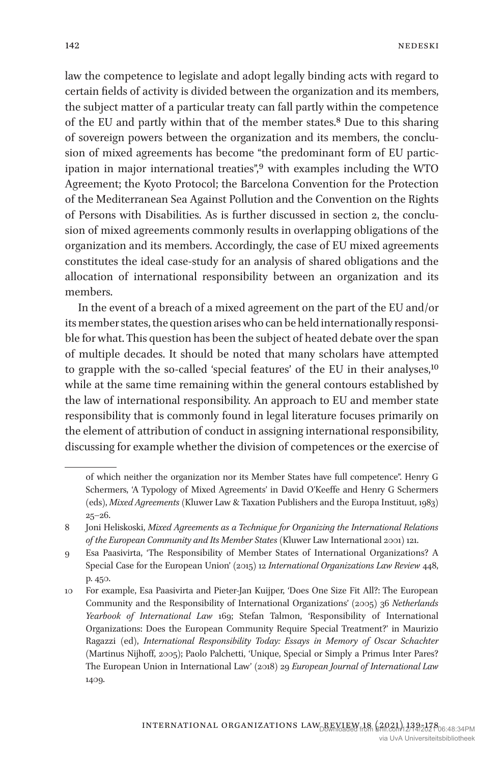law the competence to legislate and adopt legally binding acts with regard to certain fields of activity is divided between the organization and its members, the subject matter of a particular treaty can fall partly within the competence of the EU and partly within that of the member states.[8] Due to this sharing of sovereign powers between the organization and its members, the conclusion of mixed agreements has become "the predominant form of EU participation in major international treaties",[9] with examples including the WTO Agreement; the Kyoto Protocol; the Barcelona Convention for the Protection of the Mediterranean Sea Against Pollution and the Convention on the Rights of Persons with Disabilities. As is further discussed in section 2, the conclusion of mixed agreements commonly results in overlapping obligations of the organization and its members. Accordingly, the case of EU mixed agreements constitutes the ideal case-study for an analysis of shared obligations and the allocation of international responsibility between an organization and its members.

In the event of a breach of a mixed agreement on the part of the EU and/or its member states, the question arises who can be held internationally responsible for what. This question has been the subject of heated debate over the span of multiple decades. It should be noted that many scholars have attempted to grapple with the so-called 'special features' of the EU in their analyses,[10] while at the same time remaining within the general contours established by the law of international responsibility. An approach to EU and member state responsibility that is commonly found in legal literature focuses primarily on the element of attribution of conduct in assigning international responsibility, discussing for example whether the division of competences or the exercise of

---

of which neither the organization nor its Member States have full competence". Henry G Schermers, 'A Typology of Mixed Agreements' in David O'Keeffe and Henry G Schermers (eds), *Mixed Agreements* (Kluwer Law & Taxation Publishers and the Europa Instituut, 1983) 25–26.

8 Joni Heliskoski, *Mixed Agreements as a Technique for Organizing the International Relations of the European Community and Its Member States* (Kluwer Law International 2001) 121.

9 Esa Paasivirta, 'The Responsibility of Member States of International Organizations? A Special Case for the European Union' (2015) 12 *International Organizations Law Review* 448, p. 450.

10 For example, Esa Paasivirta and Pieter-Jan Kuijper, 'Does One Size Fit All?: The European Community and the Responsibility of International Organizations' (2005) 36 *Netherlands Yearbook of International Law* 169; Stefan Talmon, 'Responsibility of International Organizations: Does the European Community Require Special Treatment?' in Maurizio Ragazzi (ed), *International Responsibility Today: Essays in Memory of Oscar Schachter* (Martinus Nijhoff, 2005); Paolo Palchetti, 'Unique, Special or Simply a Primus Inter Pares? The European Union in International Law' (2018) 29 *European Journal of International Law* 1409.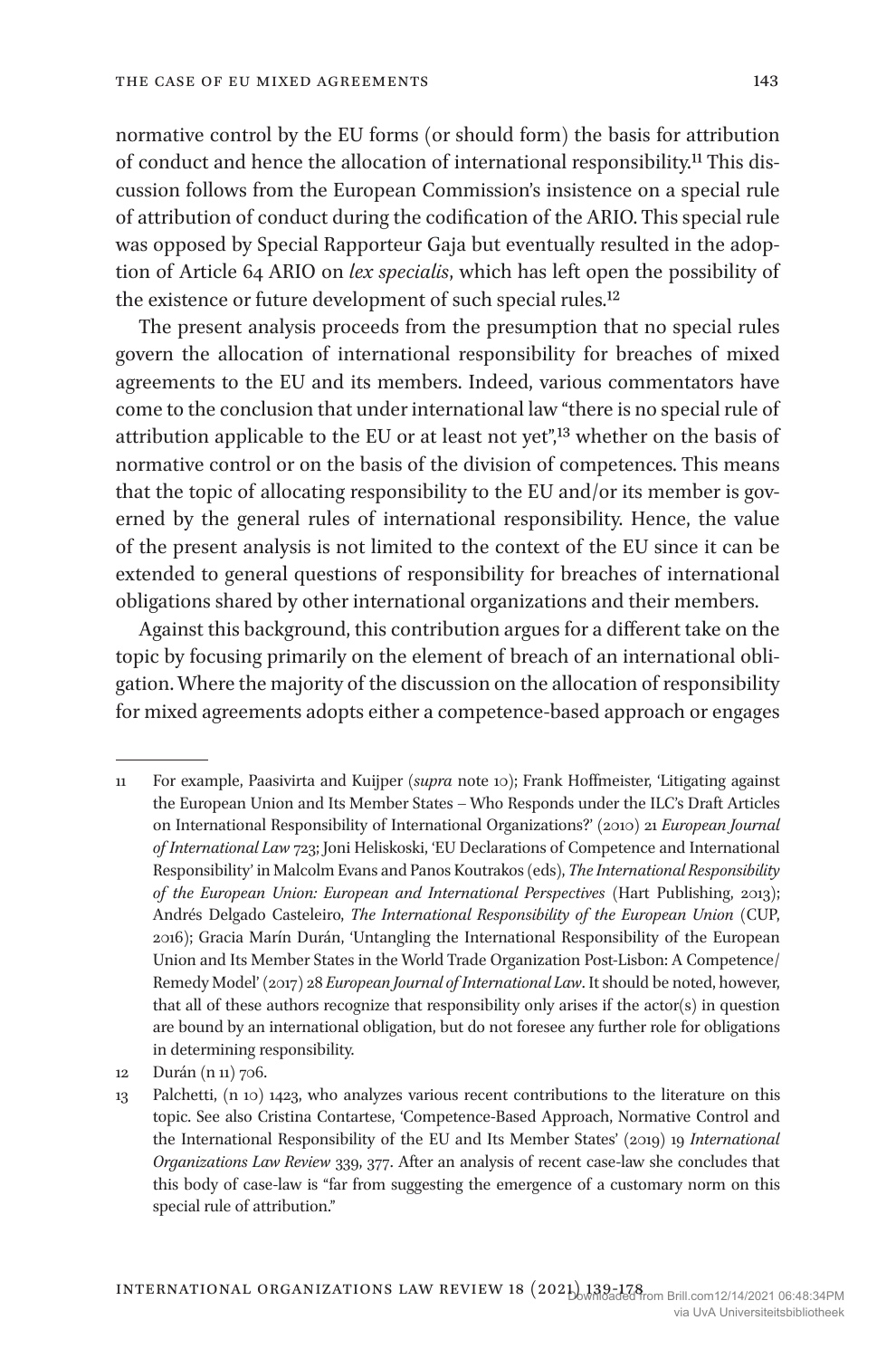normative control by the EU forms (or should form) the basis for attribution of conduct and hence the allocation of international responsibility.[11] This discussion follows from the European Commission's insistence on a special rule of attribution of conduct during the codification of the ARIO. This special rule was opposed by Special Rapporteur Gaja but eventually resulted in the adoption of Article 64 ARIO on *lex specialis*, which has left open the possibility of the existence or future development of such special rules.[12]

The present analysis proceeds from the presumption that no special rules govern the allocation of international responsibility for breaches of mixed agreements to the EU and its members. Indeed, various commentators have come to the conclusion that under international law "there is no special rule of attribution applicable to the EU or at least not yet",[13] whether on the basis of normative control or on the basis of the division of competences. This means that the topic of allocating responsibility to the EU and/or its member is governed by the general rules of international responsibility. Hence, the value of the present analysis is not limited to the context of the EU since it can be extended to general questions of responsibility for breaches of international obligations shared by other international organizations and their members.

Against this background, this contribution argues for a different take on the topic by focusing primarily on the element of breach of an international obligation. Where the majority of the discussion on the allocation of responsibility for mixed agreements adopts either a competence-based approach or engages

---

11 For example, Paasivirta and Kuijper (*supra* note 10); Frank Hoffmeister, 'Litigating against the European Union and Its Member States – Who Responds under the ILC's Draft Articles on International Responsibility of International Organizations?' (2010) 21 *European Journal of International Law* 723; Joni Heliskoski, 'EU Declarations of Competence and International Responsibility' in Malcolm Evans and Panos Koutrakos (eds), *The International Responsibility of the European Union: European and International Perspectives* (Hart Publishing, 2013); Andrés Delgado Casteleiro, *The International Responsibility of the European Union* (CUP, 2016); Gracia Marín Durán, 'Untangling the International Responsibility of the European Union and Its Member States in the World Trade Organization Post-Lisbon: A Competence/Remedy Model' (2017) 28 *European Journal of International Law*. It should be noted, however, that all of these authors recognize that responsibility only arises if the actor(s) in question are bound by an international obligation, but do not foresee any further role for obligations in determining responsibility.

12 Durán (n 11) 706.

13 Palchetti, (n 10) 1423, who analyzes various recent contributions to the literature on this topic. See also Cristina Contartese, 'Competence-Based Approach, Normative Control and the International Responsibility of the EU and Its Member States' (2019) 19 *International Organizations Law Review* 339, 377. After an analysis of recent case-law she concludes that this body of case-law is "far from suggesting the emergence of a customary norm on this special rule of attribution."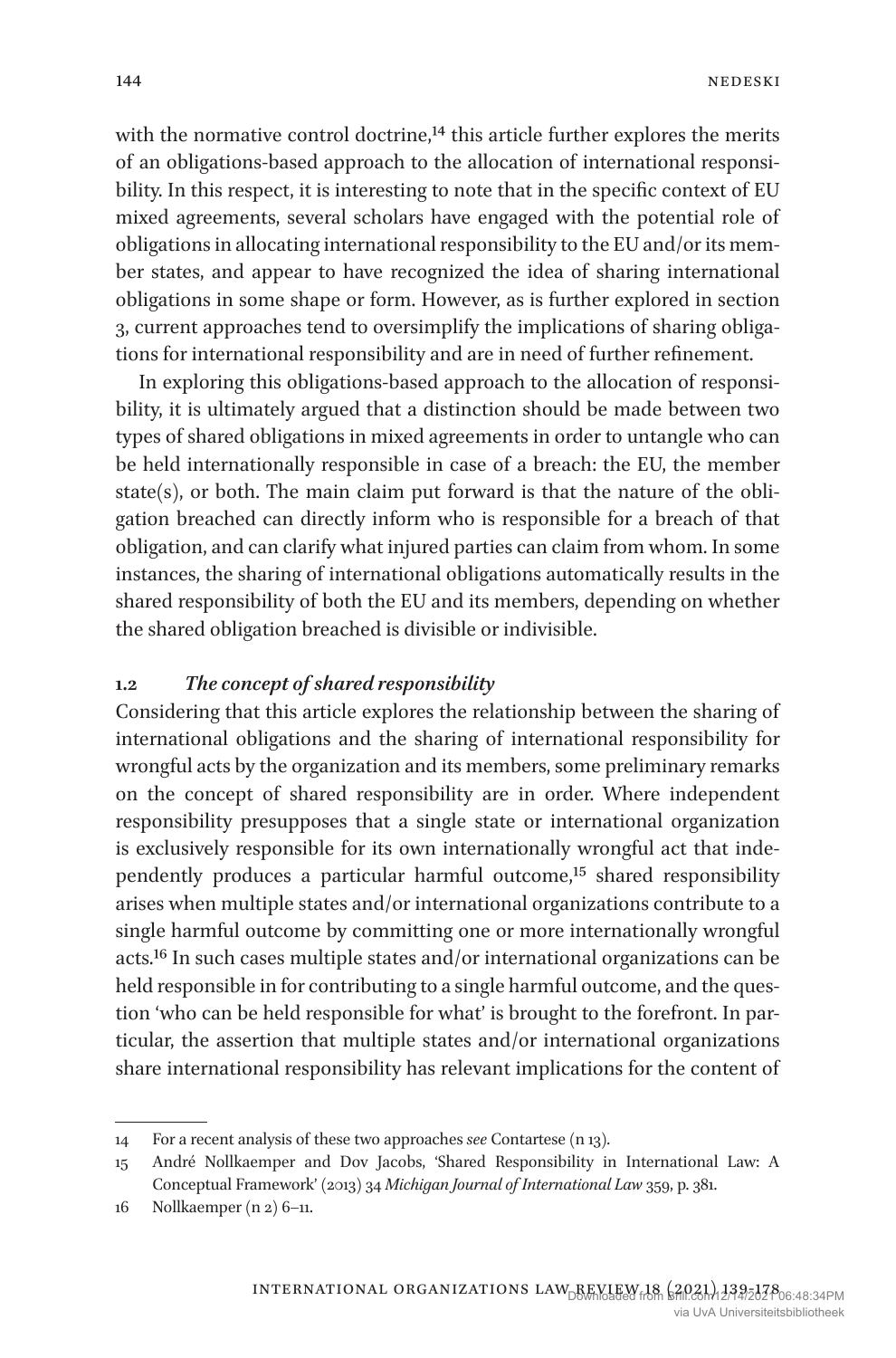with the normative control doctrine,[14] this article further explores the merits of an obligations-based approach to the allocation of international responsibility. In this respect, it is interesting to note that in the specific context of EU mixed agreements, several scholars have engaged with the potential role of obligations in allocating international responsibility to the EU and/or its member states, and appear to have recognized the idea of sharing international obligations in some shape or form. However, as is further explored in section 3, current approaches tend to oversimplify the implications of sharing obligations for international responsibility and are in need of further refinement.

In exploring this obligations-based approach to the allocation of responsibility, it is ultimately argued that a distinction should be made between two types of shared obligations in mixed agreements in order to untangle who can be held internationally responsible in case of a breach: the EU, the member state(s), or both. The main claim put forward is that the nature of the obligation breached can directly inform who is responsible for a breach of that obligation, and can clarify what injured parties can claim from whom. In some instances, the sharing of international obligations automatically results in the shared responsibility of both the EU and its members, depending on whether the shared obligation breached is divisible or indivisible.

### 1.2 *The concept of shared responsibility*

Considering that this article explores the relationship between the sharing of international obligations and the sharing of international responsibility for wrongful acts by the organization and its members, some preliminary remarks on the concept of shared responsibility are in order. Where independent responsibility presupposes that a single state or international organization is exclusively responsible for its own internationally wrongful act that independently produces a particular harmful outcome,[15] shared responsibility arises when multiple states and/or international organizations contribute to a single harmful outcome by committing one or more internationally wrongful acts.[16] In such cases multiple states and/or international organizations can be held responsible in for contributing to a single harmful outcome, and the question 'who can be held responsible for what' is brought to the forefront. In particular, the assertion that multiple states and/or international organizations share international responsibility has relevant implications for the content of

---

14 For a recent analysis of these two approaches *see* Contartese (n 13).

15 André Nollkaemper and Dov Jacobs, 'Shared Responsibility in International Law: A Conceptual Framework' (2013) 34 *Michigan Journal of International Law* 359, p. 381.

16 Nollkaemper (n 2) 6–11.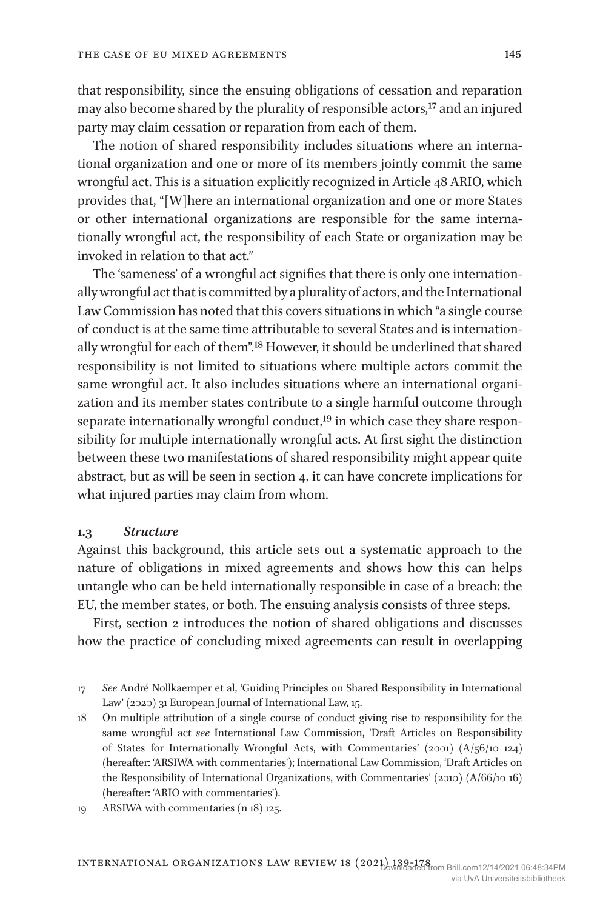that responsibility, since the ensuing obligations of cessation and reparation may also become shared by the plurality of responsible actors,[17] and an injured party may claim cessation or reparation from each of them.

The notion of shared responsibility includes situations where an international organization and one or more of its members jointly commit the same wrongful act. This is a situation explicitly recognized in Article 48 ARIO, which provides that, "[W]here an international organization and one or more States or other international organizations are responsible for the same internationally wrongful act, the responsibility of each State or organization may be invoked in relation to that act."

The 'sameness' of a wrongful act signifies that there is only one internationally wrongful act that is committed by a plurality of actors, and the International Law Commission has noted that this covers situations in which "a single course of conduct is at the same time attributable to several States and is internationally wrongful for each of them".[18] However, it should be underlined that shared responsibility is not limited to situations where multiple actors commit the same wrongful act. It also includes situations where an international organization and its member states contribute to a single harmful outcome through separate internationally wrongful conduct,[19] in which case they share responsibility for multiple internationally wrongful acts. At first sight the distinction between these two manifestations of shared responsibility might appear quite abstract, but as will be seen in section 4, it can have concrete implications for what injured parties may claim from whom.

### 1.3 *Structure*

Against this background, this article sets out a systematic approach to the nature of obligations in mixed agreements and shows how this can helps untangle who can be held internationally responsible in case of a breach: the EU, the member states, or both. The ensuing analysis consists of three steps.

First, section 2 introduces the notion of shared obligations and discusses how the practice of concluding mixed agreements can result in overlapping

---

17 *See* André Nollkaemper et al, 'Guiding Principles on Shared Responsibility in International Law' (2020) 31 European Journal of International Law, 15.

18 On multiple attribution of a single course of conduct giving rise to responsibility for the same wrongful act *see* International Law Commission, 'Draft Articles on Responsibility of States for Internationally Wrongful Acts, with Commentaries' (2001) (A/56/10 124) (hereafter: 'ARSIWA with commentaries'); International Law Commission, 'Draft Articles on the Responsibility of International Organizations, with Commentaries' (2010) (A/66/10 16) (hereafter: 'ARIO with commentaries').

19 ARSIWA with commentaries (n 18) 125.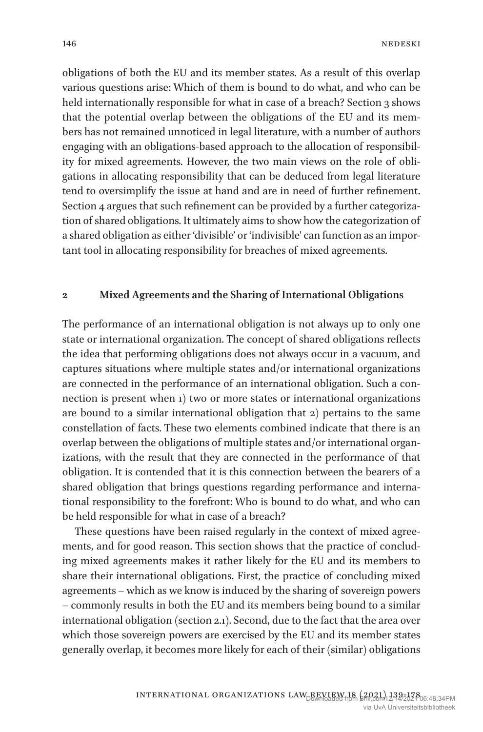obligations of both the EU and its member states. As a result of this overlap various questions arise: Which of them is bound to do what, and who can be held internationally responsible for what in case of a breach? Section 3 shows that the potential overlap between the obligations of the EU and its members has not remained unnoticed in legal literature, with a number of authors engaging with an obligations-based approach to the allocation of responsibility for mixed agreements. However, the two main views on the role of obligations in allocating responsibility that can be deduced from legal literature tend to oversimplify the issue at hand and are in need of further refinement. Section 4 argues that such refinement can be provided by a further categorization of shared obligations. It ultimately aims to show how the categorization of a shared obligation as either 'divisible' or 'indivisible' can function as an important tool in allocating responsibility for breaches of mixed agreements.

## 2 Mixed Agreements and the Sharing of International Obligations

The performance of an international obligation is not always up to only one state or international organization. The concept of shared obligations reflects the idea that performing obligations does not always occur in a vacuum, and captures situations where multiple states and/or international organizations are connected in the performance of an international obligation. Such a connection is present when 1) two or more states or international organizations are bound to a similar international obligation that 2) pertains to the same constellation of facts. These two elements combined indicate that there is an overlap between the obligations of multiple states and/or international organizations, with the result that they are connected in the performance of that obligation. It is contended that it is this connection between the bearers of a shared obligation that brings questions regarding performance and international responsibility to the forefront: Who is bound to do what, and who can be held responsible for what in case of a breach?

These questions have been raised regularly in the context of mixed agreements, and for good reason. This section shows that the practice of concluding mixed agreements makes it rather likely for the EU and its members to share their international obligations. First, the practice of concluding mixed agreements – which as we know is induced by the sharing of sovereign powers – commonly results in both the EU and its members being bound to a similar international obligation (section 2.1). Second, due to the fact that the area over which those sovereign powers are exercised by the EU and its member states generally overlap, it becomes more likely for each of their (similar) obligations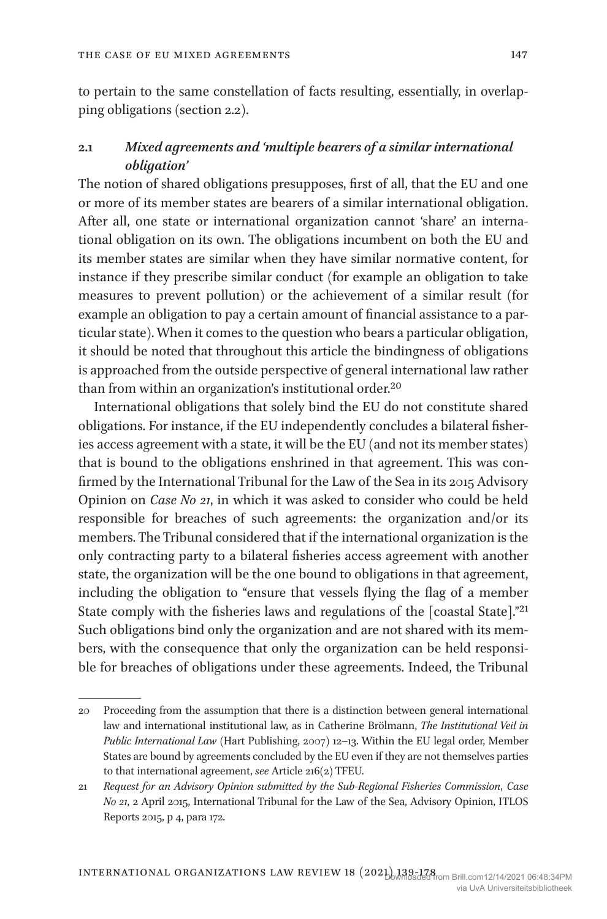to pertain to the same constellation of facts resulting, essentially, in overlapping obligations (section 2.2).

## 2.1 *Mixed agreements and 'multiple bearers of a similar international obligation'*

The notion of shared obligations presupposes, first of all, that the EU and one or more of its member states are bearers of a similar international obligation. After all, one state or international organization cannot 'share' an international obligation on its own. The obligations incumbent on both the EU and its member states are similar when they have similar normative content, for instance if they prescribe similar conduct (for example an obligation to take measures to prevent pollution) or the achievement of a similar result (for example an obligation to pay a certain amount of financial assistance to a particular state). When it comes to the question who bears a particular obligation, it should be noted that throughout this article the bindingness of obligations is approached from the outside perspective of general international law rather than from within an organization's institutional order.[20]

International obligations that solely bind the EU do not constitute shared obligations. For instance, if the EU independently concludes a bilateral fisheries access agreement with a state, it will be the EU (and not its member states) that is bound to the obligations enshrined in that agreement. This was confirmed by the International Tribunal for the Law of the Sea in its 2015 Advisory Opinion on *Case No 21*, in which it was asked to consider who could be held responsible for breaches of such agreements: the organization and/or its members. The Tribunal considered that if the international organization is the only contracting party to a bilateral fisheries access agreement with another state, the organization will be the one bound to obligations in that agreement, including the obligation to "ensure that vessels flying the flag of a member State comply with the fisheries laws and regulations of the [coastal State]."[21] Such obligations bind only the organization and are not shared with its members, with the consequence that only the organization can be held responsible for breaches of obligations under these agreements. Indeed, the Tribunal

---

20 Proceeding from the assumption that there is a distinction between general international law and international institutional law, as in Catherine Brölmann, *The Institutional Veil in Public International Law* (Hart Publishing, 2007) 12–13. Within the EU legal order, Member States are bound by agreements concluded by the EU even if they are not themselves parties to that international agreement, *see* Article 216(2) TFEU.

21 *Request for an Advisory Opinion submitted by the Sub-Regional Fisheries Commission*, *Case No 21*, 2 April 2015, International Tribunal for the Law of the Sea, Advisory Opinion, ITLOS Reports 2015, p 4, para 172.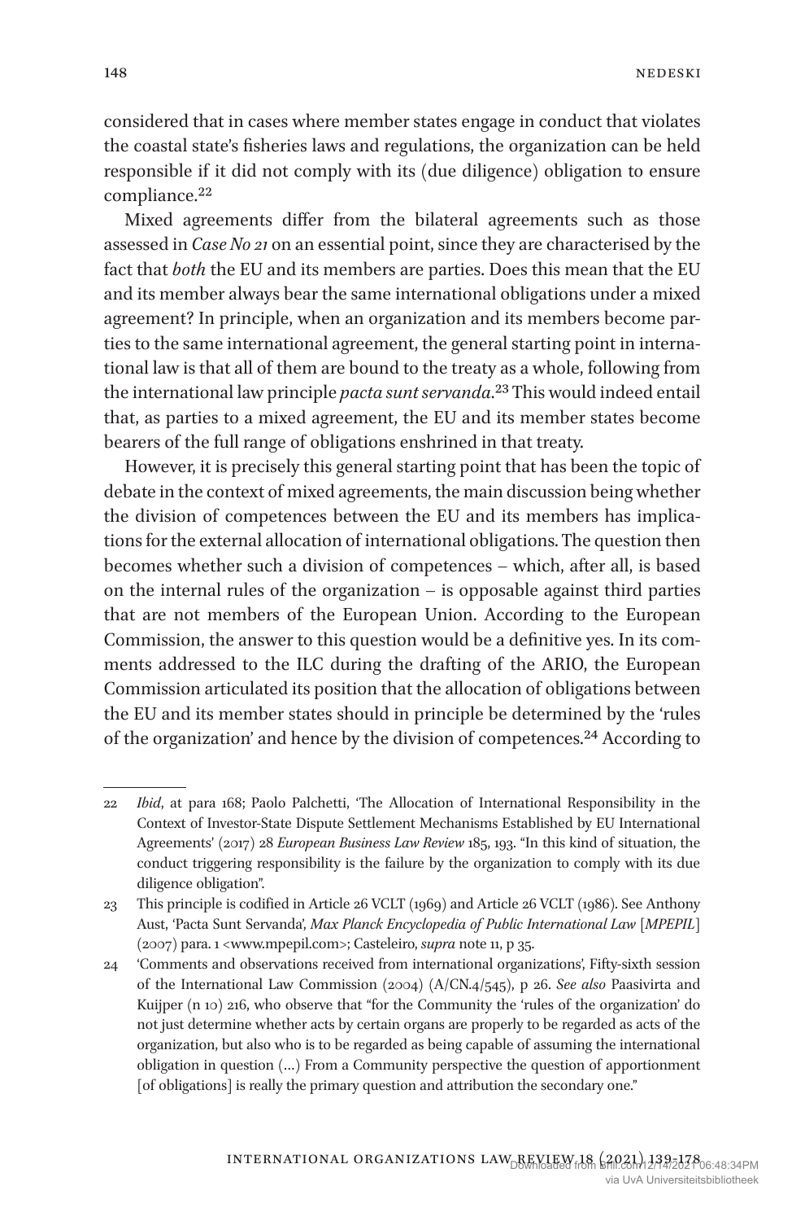considered that in cases where member states engage in conduct that violates the coastal state's fisheries laws and regulations, the organization can be held responsible if it did not comply with its (due diligence) obligation to ensure compliance.[22]

Mixed agreements differ from the bilateral agreements such as those assessed in *Case No 21* on an essential point, since they are characterised by the fact that *both* the EU and its members are parties. Does this mean that the EU and its member always bear the same international obligations under a mixed agreement? In principle, when an organization and its members become parties to the same international agreement, the general starting point in international law is that all of them are bound to the treaty as a whole, following from the international law principle *pacta sunt servanda*.[23] This would indeed entail that, as parties to a mixed agreement, the EU and its member states become bearers of the full range of obligations enshrined in that treaty.

However, it is precisely this general starting point that has been the topic of debate in the context of mixed agreements, the main discussion being whether the division of competences between the EU and its members has implications for the external allocation of international obligations. The question then becomes whether such a division of competences – which, after all, is based on the internal rules of the organization – is opposable against third parties that are not members of the European Union. According to the European Commission, the answer to this question would be a definitive yes. In its comments addressed to the ILC during the drafting of the ARIO, the European Commission articulated its position that the allocation of obligations between the EU and its member states should in principle be determined by the 'rules of the organization' and hence by the division of competences.[24] According to

---

22 *Ibid*, at para 168; Paolo Palchetti, 'The Allocation of International Responsibility in the Context of Investor-State Dispute Settlement Mechanisms Established by EU International Agreements' (2017) 28 *European Business Law Review* 185, 193. "In this kind of situation, the conduct triggering responsibility is the failure by the organization to comply with its due diligence obligation".

23 This principle is codified in Article 26 VCLT (1969) and Article 26 VCLT (1986). See Anthony Aust, 'Pacta Sunt Servanda', *Max Planck Encyclopedia of Public International Law* [*MPEPIL*] (2007) para. 1 <www.mpepil.com>; Casteleiro, *supra* note 11, p 35.

24 'Comments and observations received from international organizations', Fifty-sixth session of the International Law Commission (2004) (A/CN.4/545), p 26. *See also* Paasivirta and Kuijper (n 10) 216, who observe that "for the Community the 'rules of the organization' do not just determine whether acts by certain organs are properly to be regarded as acts of the organization, but also who is to be regarded as being capable of assuming the international obligation in question (…) From a Community perspective the question of apportionment [of obligations] is really the primary question and attribution the secondary one."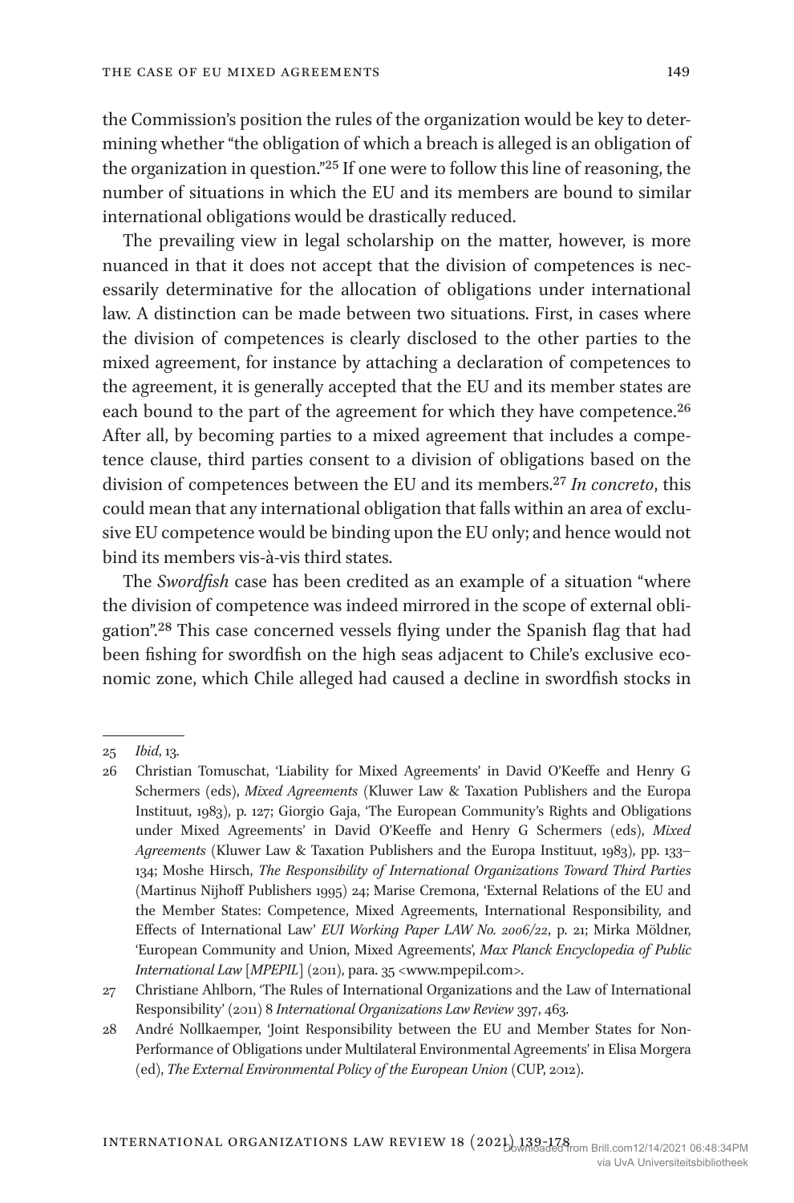the Commission's position the rules of the organization would be key to determining whether "the obligation of which a breach is alleged is an obligation of the organization in question."[25] If one were to follow this line of reasoning, the number of situations in which the EU and its members are bound to similar international obligations would be drastically reduced.

The prevailing view in legal scholarship on the matter, however, is more nuanced in that it does not accept that the division of competences is necessarily determinative for the allocation of obligations under international law. A distinction can be made between two situations. First, in cases where the division of competences is clearly disclosed to the other parties to the mixed agreement, for instance by attaching a declaration of competences to the agreement, it is generally accepted that the EU and its member states are each bound to the part of the agreement for which they have competence.[26] After all, by becoming parties to a mixed agreement that includes a competence clause, third parties consent to a division of obligations based on the division of competences between the EU and its members.[27] *In concreto*, this could mean that any international obligation that falls within an area of exclusive EU competence would be binding upon the EU only; and hence would not bind its members vis-à-vis third states.

The *Swordfish* case has been credited as an example of a situation "where the division of competence was indeed mirrored in the scope of external obligation".[28] This case concerned vessels flying under the Spanish flag that had been fishing for swordfish on the high seas adjacent to Chile's exclusive economic zone, which Chile alleged had caused a decline in swordfish stocks in

---

25 *Ibid*, 13.

26 Christian Tomuschat, 'Liability for Mixed Agreements' in David O'Keeffe and Henry G Schermers (eds), *Mixed Agreements* (Kluwer Law & Taxation Publishers and the Europa Instituut, 1983), p. 127; Giorgio Gaja, 'The European Community's Rights and Obligations under Mixed Agreements' in David O'Keeffe and Henry G Schermers (eds), *Mixed Agreements* (Kluwer Law & Taxation Publishers and the Europa Instituut, 1983), pp. 133–134; Moshe Hirsch, *The Responsibility of International Organizations Toward Third Parties* (Martinus Nijhoff Publishers 1995) 24; Marise Cremona, 'External Relations of the EU and the Member States: Competence, Mixed Agreements, International Responsibility, and Effects of International Law' *EUI Working Paper LAW No. 2006/22*, p. 21; Mirka Möldner, 'European Community and Union, Mixed Agreements', *Max Planck Encyclopedia of Public International Law* [*MPEPIL*] (2011), para. 35 <www.mpepil.com>.

27 Christiane Ahlborn, 'The Rules of International Organizations and the Law of International Responsibility' (2011) 8 *International Organizations Law Review* 397, 463.

28 André Nollkaemper, 'Joint Responsibility between the EU and Member States for Non-Performance of Obligations under Multilateral Environmental Agreements' in Elisa Morgera (ed), *The External Environmental Policy of the European Union* (CUP, 2012).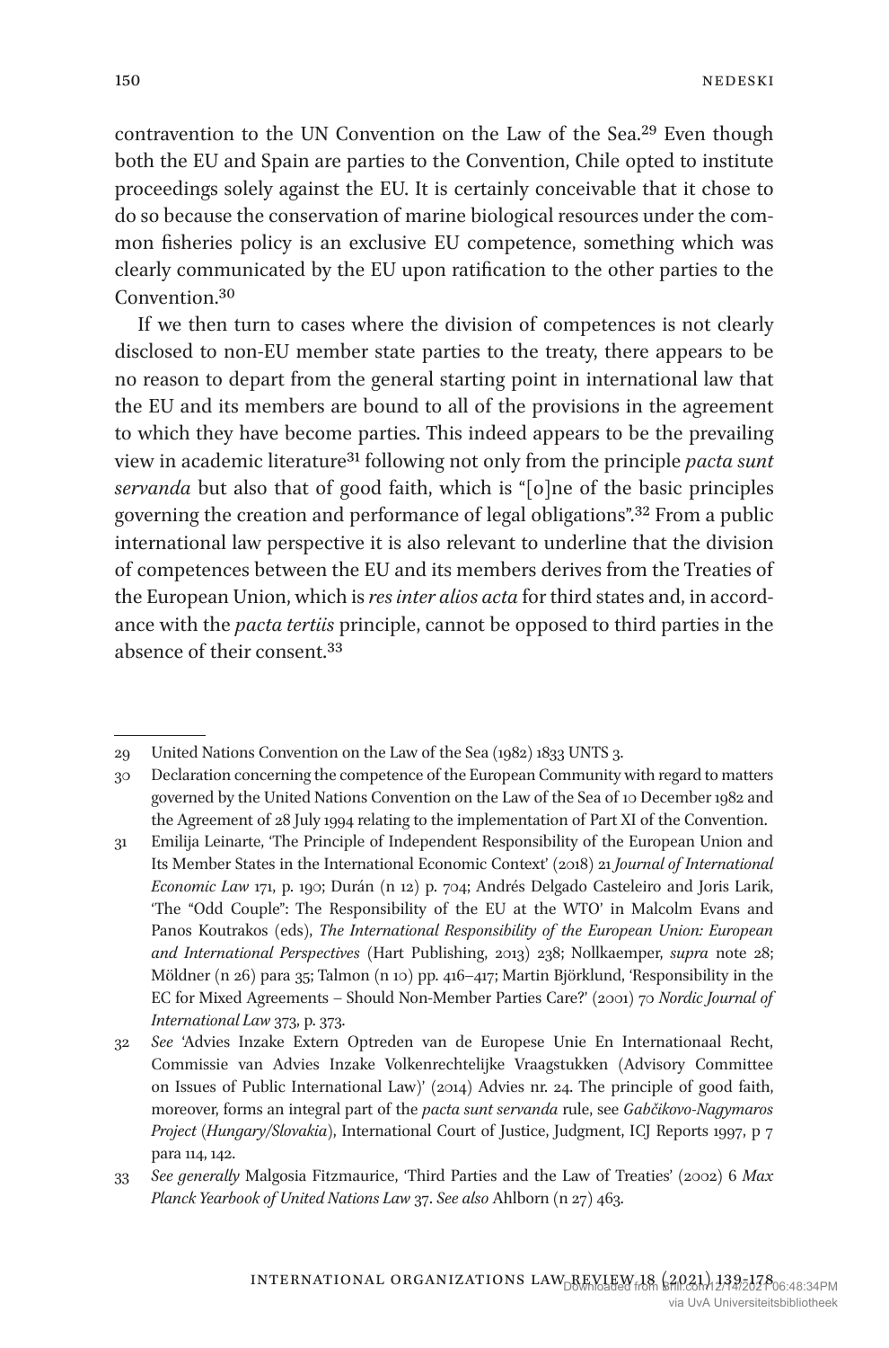contravention to the UN Convention on the Law of the Sea.[29] Even though both the EU and Spain are parties to the Convention, Chile opted to institute proceedings solely against the EU. It is certainly conceivable that it chose to do so because the conservation of marine biological resources under the common fisheries policy is an exclusive EU competence, something which was clearly communicated by the EU upon ratification to the other parties to the Convention.[30]

If we then turn to cases where the division of competences is not clearly disclosed to non-EU member state parties to the treaty, there appears to be no reason to depart from the general starting point in international law that the EU and its members are bound to all of the provisions in the agreement to which they have become parties. This indeed appears to be the prevailing view in academic literature[31] following not only from the principle *pacta sunt servanda* but also that of good faith, which is "[o]ne of the basic principles governing the creation and performance of legal obligations".[32] From a public international law perspective it is also relevant to underline that the division of competences between the EU and its members derives from the Treaties of the European Union, which is *res inter alios acta* for third states and, in accordance with the *pacta tertiis* principle, cannot be opposed to third parties in the absence of their consent.[33]

---

29 United Nations Convention on the Law of the Sea (1982) 1833 UNTS 3.

30 Declaration concerning the competence of the European Community with regard to matters governed by the United Nations Convention on the Law of the Sea of 10 December 1982 and the Agreement of 28 July 1994 relating to the implementation of Part XI of the Convention.

31 Emilija Leinarte, 'The Principle of Independent Responsibility of the European Union and Its Member States in the International Economic Context' (2018) 21 *Journal of International Economic Law* 171, p. 190; Durán (n 12) p. 704; Andrés Delgado Casteleiro and Joris Larik, 'The "Odd Couple": The Responsibility of the EU at the WTO' in Malcolm Evans and Panos Koutrakos (eds), *The International Responsibility of the European Union: European and International Perspectives* (Hart Publishing, 2013) 238; Nollkaemper, *supra* note 28; Möldner (n 26) para 35; Talmon (n 10) pp. 416–417; Martin Björklund, 'Responsibility in the EC for Mixed Agreements – Should Non-Member Parties Care?' (2001) 70 *Nordic Journal of International Law* 373, p. 373.

32 *See* 'Advies Inzake Extern Optreden van de Europese Unie En Internationaal Recht, Commissie van Advies Inzake Volkenrechtelijke Vraagstukken (Advisory Committee on Issues of Public International Law)' (2014) Advies nr. 24. The principle of good faith, moreover, forms an integral part of the *pacta sunt servanda* rule, see *Gabčikovo-Nagymaros Project* (*Hungary/Slovakia*), International Court of Justice, Judgment, ICJ Reports 1997, p 7 para 114, 142.

33 *See generally* Malgosia Fitzmaurice, 'Third Parties and the Law of Treaties' (2002) 6 *Max Planck Yearbook of United Nations Law* 37. *See also* Ahlborn (n 27) 463.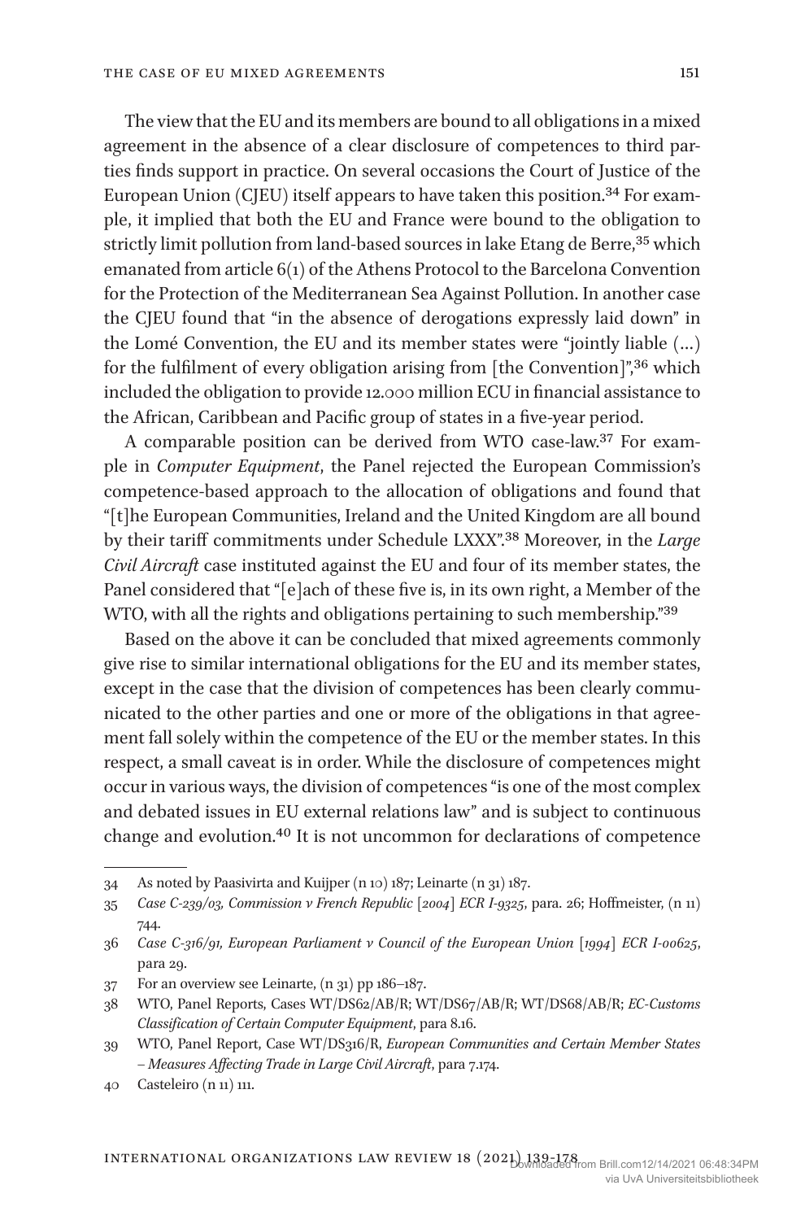The view that the EU and its members are bound to all obligations in a mixed agreement in the absence of a clear disclosure of competences to third parties finds support in practice. On several occasions the Court of Justice of the European Union (CJEU) itself appears to have taken this position.[34] For example, it implied that both the EU and France were bound to the obligation to strictly limit pollution from land-based sources in lake Etang de Berre,[35] which emanated from article 6(1) of the Athens Protocol to the Barcelona Convention for the Protection of the Mediterranean Sea Against Pollution. In another case the CJEU found that "in the absence of derogations expressly laid down" in the Lomé Convention, the EU and its member states were "jointly liable (…) for the fulfilment of every obligation arising from [the Convention]",[36] which included the obligation to provide 12.000 million ECU in financial assistance to the African, Caribbean and Pacific group of states in a five-year period.

A comparable position can be derived from WTO case-law.[37] For example in *Computer Equipment*, the Panel rejected the European Commission's competence-based approach to the allocation of obligations and found that "[t]he European Communities, Ireland and the United Kingdom are all bound by their tariff commitments under Schedule LXXX".[38] Moreover, in the *Large Civil Aircraft* case instituted against the EU and four of its member states, the Panel considered that "[e]ach of these five is, in its own right, a Member of the WTO, with all the rights and obligations pertaining to such membership."[39]

Based on the above it can be concluded that mixed agreements commonly give rise to similar international obligations for the EU and its member states, except in the case that the division of competences has been clearly communicated to the other parties and one or more of the obligations in that agreement fall solely within the competence of the EU or the member states. In this respect, a small caveat is in order. While the disclosure of competences might occur in various ways, the division of competences "is one of the most complex and debated issues in EU external relations law" and is subject to continuous change and evolution.[40] It is not uncommon for declarations of competence

---

34 As noted by Paasivirta and Kuijper (n 10) 187; Leinarte (n 31) 187.

35 *Case C-239/03, Commission v French Republic [2004] ECR I-9325*, para. 26; Hoffmeister, (n 11) 744.

36 *Case C-316/91, European Parliament v Council of the European Union [1994] ECR I-00625*, para 29.

37 For an overview see Leinarte, (n 31) pp 186–187.

38 WTO, Panel Reports, Cases WT/DS62/AB/R; WT/DS67/AB/R; WT/DS68/AB/R; *EC-Customs Classification of Certain Computer Equipment*, para 8.16.

39 WTO, Panel Report, Case WT/DS316/R, *European Communities and Certain Member States – Measures Affecting Trade in Large Civil Aircraft*, para 7.174.

40 Casteleiro (n 11) 111.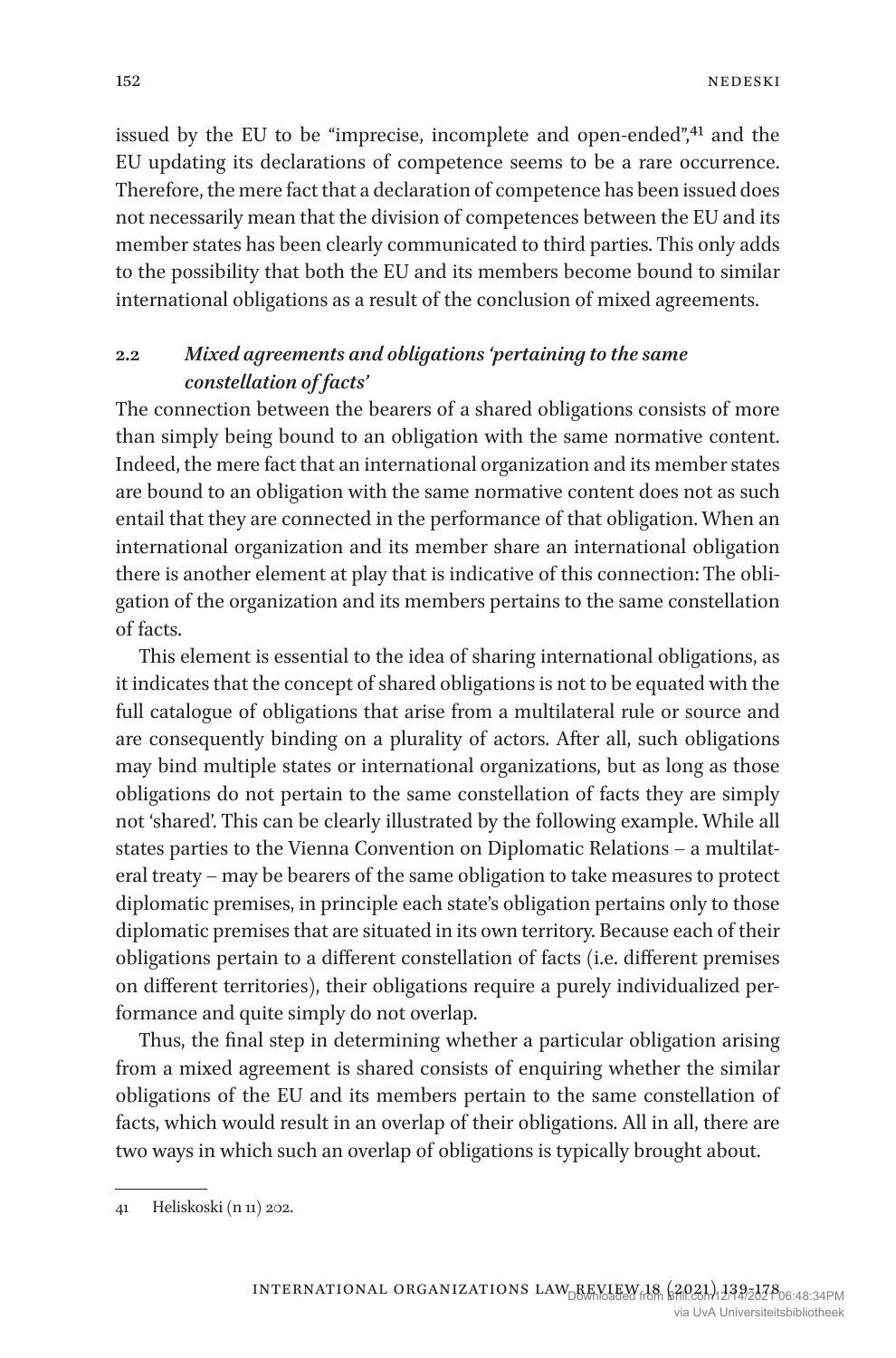issued by the EU to be "imprecise, incomplete and open-ended",[41] and the EU updating its declarations of competence seems to be a rare occurrence. Therefore, the mere fact that a declaration of competence has been issued does not necessarily mean that the division of competences between the EU and its member states has been clearly communicated to third parties. This only adds to the possibility that both the EU and its members become bound to similar international obligations as a result of the conclusion of mixed agreements.

### 2.2 *Mixed agreements and obligations 'pertaining to the same constellation of facts'*

The connection between the bearers of a shared obligations consists of more than simply being bound to an obligation with the same normative content. Indeed, the mere fact that an international organization and its member states are bound to an obligation with the same normative content does not as such entail that they are connected in the performance of that obligation. When an international organization and its member share an international obligation there is another element at play that is indicative of this connection: The obligation of the organization and its members pertains to the same constellation of facts.

This element is essential to the idea of sharing international obligations, as it indicates that the concept of shared obligations is not to be equated with the full catalogue of obligations that arise from a multilateral rule or source and are consequently binding on a plurality of actors. After all, such obligations may bind multiple states or international organizations, but as long as those obligations do not pertain to the same constellation of facts they are simply not 'shared'. This can be clearly illustrated by the following example. While all states parties to the Vienna Convention on Diplomatic Relations – a multilateral treaty – may be bearers of the same obligation to take measures to protect diplomatic premises, in principle each state's obligation pertains only to those diplomatic premises that are situated in its own territory. Because each of their obligations pertain to a different constellation of facts (i.e. different premises on different territories), their obligations require a purely individualized performance and quite simply do not overlap.

Thus, the final step in determining whether a particular obligation arising from a mixed agreement is shared consists of enquiring whether the similar obligations of the EU and its members pertain to the same constellation of facts, which would result in an overlap of their obligations. All in all, there are two ways in which such an overlap of obligations is typically brought about.

---

41 Heliskoski (n 11) 202.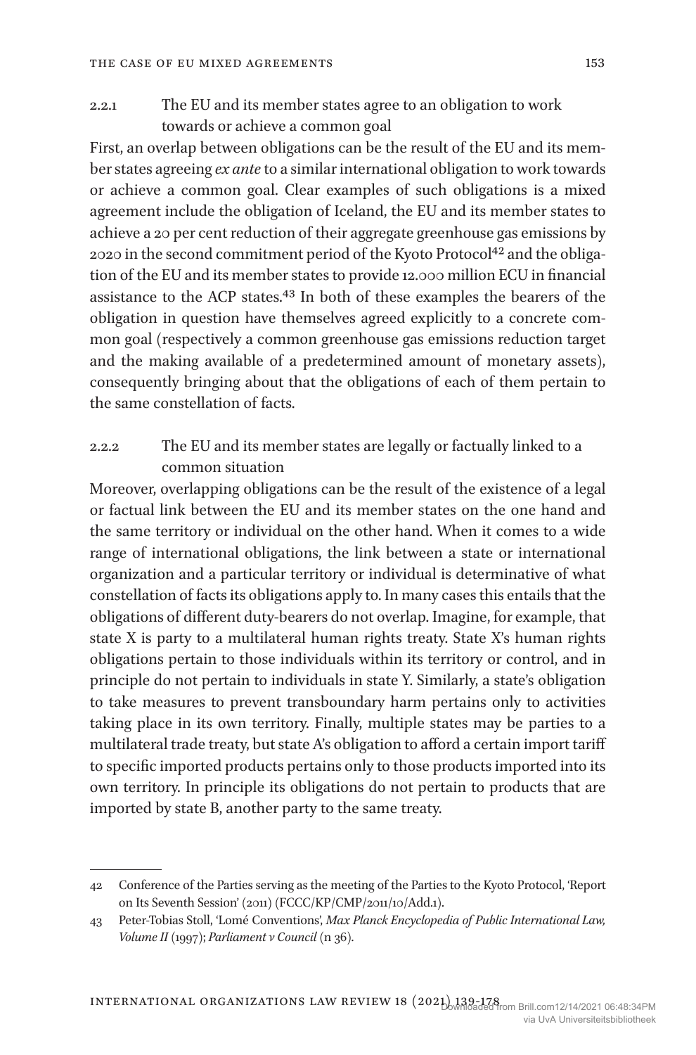### 2.2.1 The EU and its member states agree to an obligation to work towards or achieve a common goal

First, an overlap between obligations can be the result of the EU and its member states agreeing *ex ante* to a similar international obligation to work towards or achieve a common goal. Clear examples of such obligations is a mixed agreement include the obligation of Iceland, the EU and its member states to achieve a 20 per cent reduction of their aggregate greenhouse gas emissions by 2020 in the second commitment period of the Kyoto Protocol[42] and the obligation of the EU and its member states to provide 12.000 million ECU in financial assistance to the ACP states.[43] In both of these examples the bearers of the obligation in question have themselves agreed explicitly to a concrete common goal (respectively a common greenhouse gas emissions reduction target and the making available of a predetermined amount of monetary assets), consequently bringing about that the obligations of each of them pertain to the same constellation of facts.

### 2.2.2 The EU and its member states are legally or factually linked to a common situation

Moreover, overlapping obligations can be the result of the existence of a legal or factual link between the EU and its member states on the one hand and the same territory or individual on the other hand. When it comes to a wide range of international obligations, the link between a state or international organization and a particular territory or individual is determinative of what constellation of facts its obligations apply to. In many cases this entails that the obligations of different duty-bearers do not overlap. Imagine, for example, that state X is party to a multilateral human rights treaty. State X's human rights obligations pertain to those individuals within its territory or control, and in principle do not pertain to individuals in state Y. Similarly, a state's obligation to take measures to prevent transboundary harm pertains only to activities taking place in its own territory. Finally, multiple states may be parties to a multilateral trade treaty, but state A's obligation to afford a certain import tariff to specific imported products pertains only to those products imported into its own territory. In principle its obligations do not pertain to products that are imported by state B, another party to the same treaty.

---

42 Conference of the Parties serving as the meeting of the Parties to the Kyoto Protocol, 'Report on Its Seventh Session' (2011) (FCCC/KP/CMP/2011/10/Add.1).

43 Peter-Tobias Stoll, 'Lomé Conventions', *Max Planck Encyclopedia of Public International Law, Volume II* (1997); *Parliament v Council* (n 36).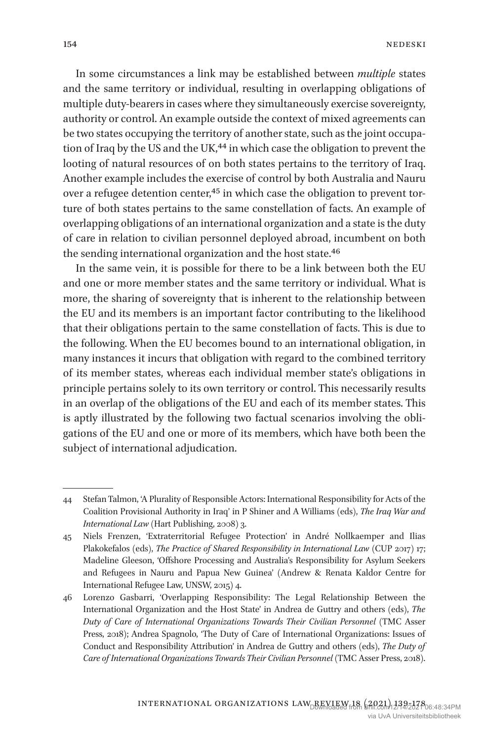In some circumstances a link may be established between *multiple* states and the same territory or individual, resulting in overlapping obligations of multiple duty-bearers in cases where they simultaneously exercise sovereignty, authority or control. An example outside the context of mixed agreements can be two states occupying the territory of another state, such as the joint occupation of Iraq by the US and the UK,[44] in which case the obligation to prevent the looting of natural resources of on both states pertains to the territory of Iraq. Another example includes the exercise of control by both Australia and Nauru over a refugee detention center,[45] in which case the obligation to prevent torture of both states pertains to the same constellation of facts. An example of overlapping obligations of an international organization and a state is the duty of care in relation to civilian personnel deployed abroad, incumbent on both the sending international organization and the host state.[46]

In the same vein, it is possible for there to be a link between both the EU and one or more member states and the same territory or individual. What is more, the sharing of sovereignty that is inherent to the relationship between the EU and its members is an important factor contributing to the likelihood that their obligations pertain to the same constellation of facts. This is due to the following. When the EU becomes bound to an international obligation, in many instances it incurs that obligation with regard to the combined territory of its member states, whereas each individual member state's obligations in principle pertains solely to its own territory or control. This necessarily results in an overlap of the obligations of the EU and each of its member states. This is aptly illustrated by the following two factual scenarios involving the obligations of the EU and one or more of its members, which have both been the subject of international adjudication.

---

44 Stefan Talmon, 'A Plurality of Responsible Actors: International Responsibility for Acts of the Coalition Provisional Authority in Iraq' in P Shiner and A Williams (eds), *The Iraq War and International Law* (Hart Publishing, 2008) 3.

45 Niels Frenzen, 'Extraterritorial Refugee Protection' in André Nollkaemper and Ilias Plakokefalos (eds), *The Practice of Shared Responsibility in International Law* (CUP 2017) 17; Madeline Gleeson, 'Offshore Processing and Australia's Responsibility for Asylum Seekers and Refugees in Nauru and Papua New Guinea' (Andrew & Renata Kaldor Centre for International Refugee Law, UNSW, 2015) 4.

46 Lorenzo Gasbarri, 'Overlapping Responsibility: The Legal Relationship Between the International Organization and the Host State' in Andrea de Guttry and others (eds), *The Duty of Care of International Organizations Towards Their Civilian Personnel* (TMC Asser Press, 2018); Andrea Spagnolo, 'The Duty of Care of International Organizations: Issues of Conduct and Responsibility Attribution' in Andrea de Guttry and others (eds), *The Duty of Care of International Organizations Towards Their Civilian Personnel* (TMC Asser Press, 2018).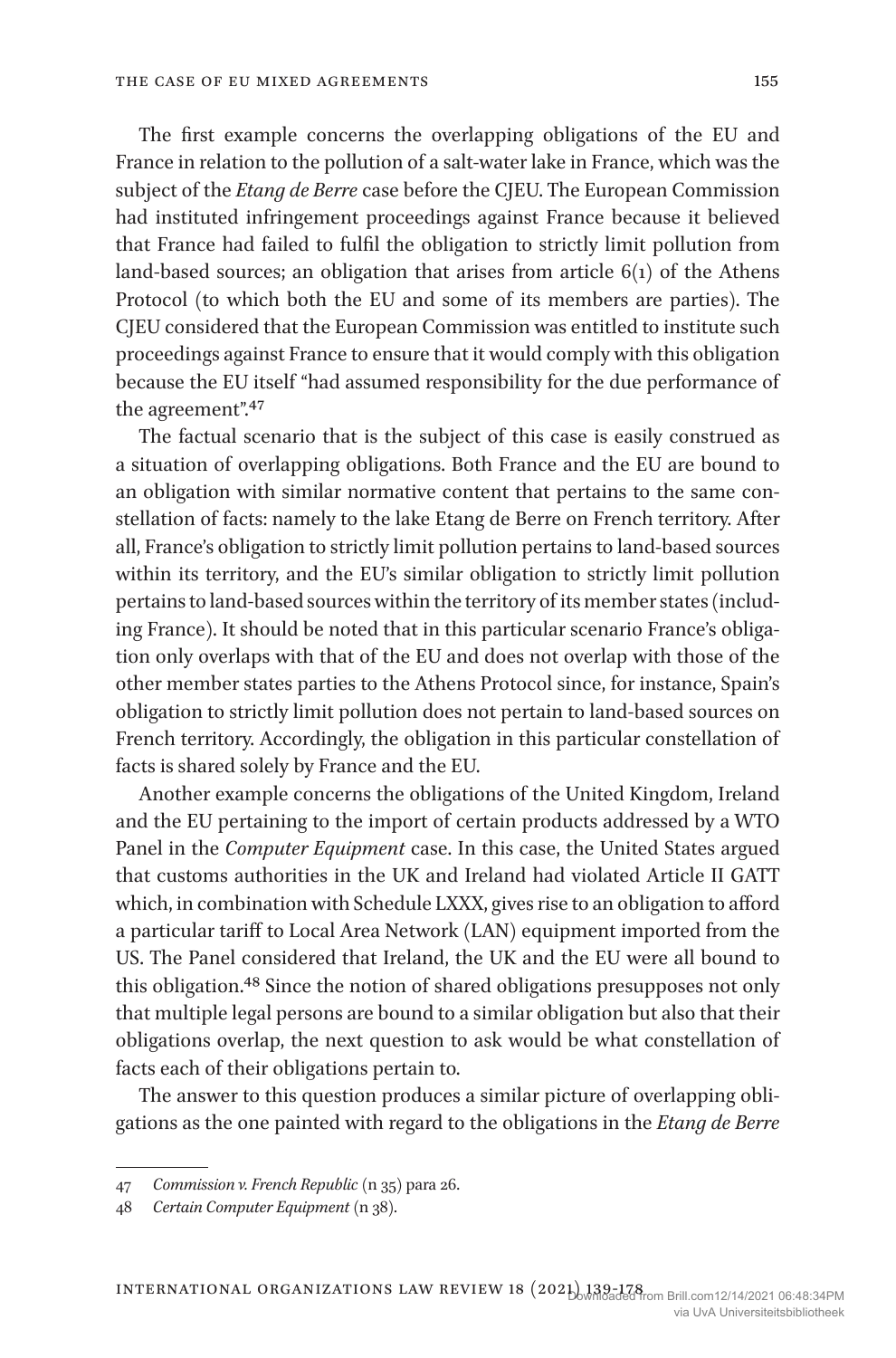The first example concerns the overlapping obligations of the EU and France in relation to the pollution of a salt-water lake in France, which was the subject of the *Etang de Berre* case before the CJEU. The European Commission had instituted infringement proceedings against France because it believed that France had failed to fulfil the obligation to strictly limit pollution from land-based sources; an obligation that arises from article 6(1) of the Athens Protocol (to which both the EU and some of its members are parties). The CJEU considered that the European Commission was entitled to institute such proceedings against France to ensure that it would comply with this obligation because the EU itself "had assumed responsibility for the due performance of the agreement".[47]

The factual scenario that is the subject of this case is easily construed as a situation of overlapping obligations. Both France and the EU are bound to an obligation with similar normative content that pertains to the same constellation of facts: namely to the lake Etang de Berre on French territory. After all, France's obligation to strictly limit pollution pertains to land-based sources within its territory, and the EU's similar obligation to strictly limit pollution pertains to land-based sources within the territory of its member states (including France). It should be noted that in this particular scenario France's obligation only overlaps with that of the EU and does not overlap with those of the other member states parties to the Athens Protocol since, for instance, Spain's obligation to strictly limit pollution does not pertain to land-based sources on French territory. Accordingly, the obligation in this particular constellation of facts is shared solely by France and the EU.

Another example concerns the obligations of the United Kingdom, Ireland and the EU pertaining to the import of certain products addressed by a WTO Panel in the *Computer Equipment* case. In this case, the United States argued that customs authorities in the UK and Ireland had violated Article II GATT which, in combination with Schedule LXXX, gives rise to an obligation to afford a particular tariff to Local Area Network (LAN) equipment imported from the US. The Panel considered that Ireland, the UK and the EU were all bound to this obligation.[48] Since the notion of shared obligations presupposes not only that multiple legal persons are bound to a similar obligation but also that their obligations overlap, the next question to ask would be what constellation of facts each of their obligations pertain to.

The answer to this question produces a similar picture of overlapping obligations as the one painted with regard to the obligations in the *Etang de Berre*

---

47 *Commission v. French Republic* (n 35) para 26.

48 *Certain Computer Equipment* (n 38).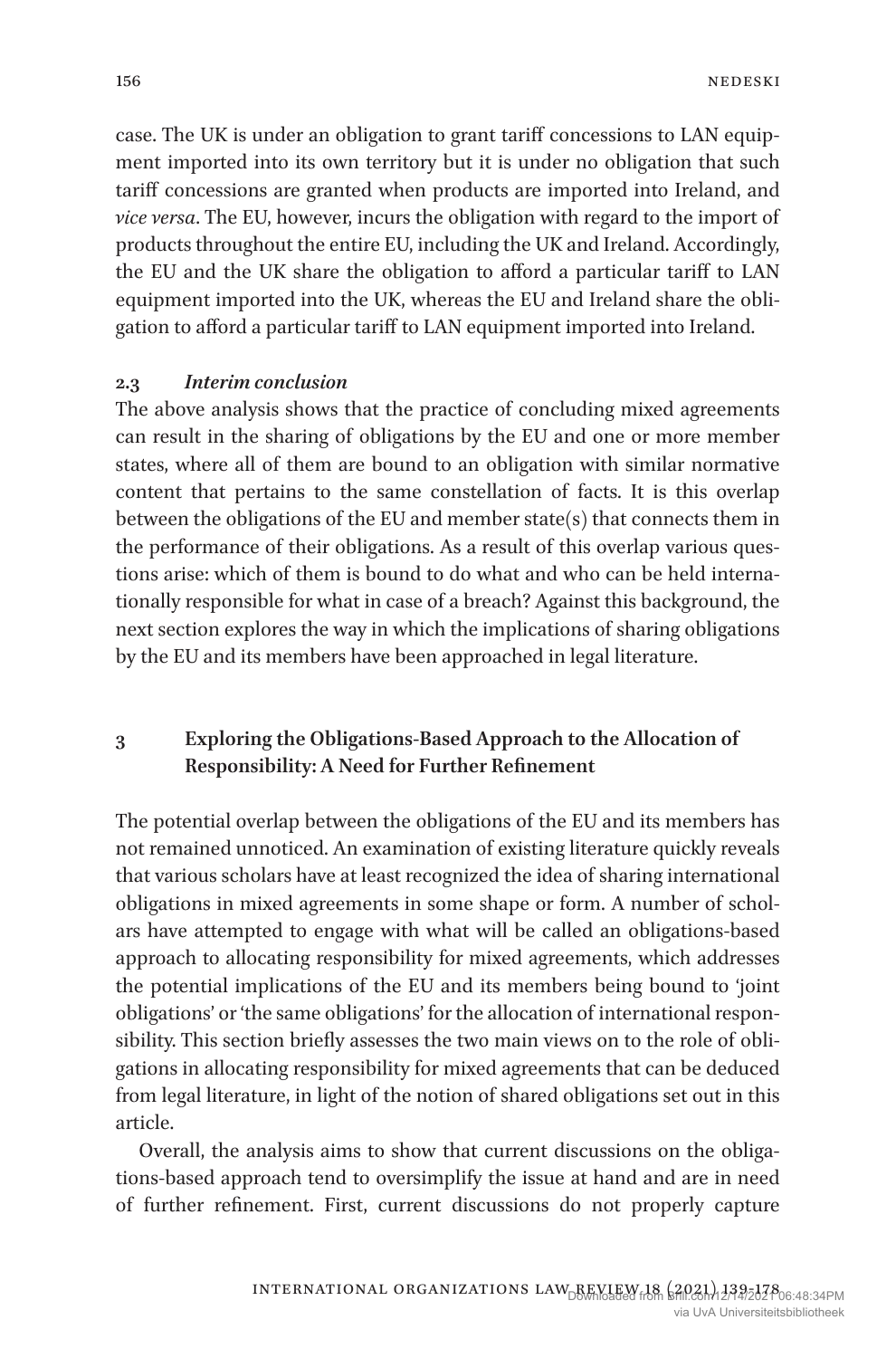case. The UK is under an obligation to grant tariff concessions to LAN equipment imported into its own territory but it is under no obligation that such tariff concessions are granted when products are imported into Ireland, and *vice versa*. The EU, however, incurs the obligation with regard to the import of products throughout the entire EU, including the UK and Ireland. Accordingly, the EU and the UK share the obligation to afford a particular tariff to LAN equipment imported into the UK, whereas the EU and Ireland share the obligation to afford a particular tariff to LAN equipment imported into Ireland.

### 2.3 *Interim conclusion*

The above analysis shows that the practice of concluding mixed agreements can result in the sharing of obligations by the EU and one or more member states, where all of them are bound to an obligation with similar normative content that pertains to the same constellation of facts. It is this overlap between the obligations of the EU and member state(s) that connects them in the performance of their obligations. As a result of this overlap various questions arise: which of them is bound to do what and who can be held internationally responsible for what in case of a breach? Against this background, the next section explores the way in which the implications of sharing obligations by the EU and its members have been approached in legal literature.

## 3 Exploring the Obligations-Based Approach to the Allocation of Responsibility: A Need for Further Refinement

The potential overlap between the obligations of the EU and its members has not remained unnoticed. An examination of existing literature quickly reveals that various scholars have at least recognized the idea of sharing international obligations in mixed agreements in some shape or form. A number of scholars have attempted to engage with what will be called an obligations-based approach to allocating responsibility for mixed agreements, which addresses the potential implications of the EU and its members being bound to 'joint obligations' or 'the same obligations' for the allocation of international responsibility. This section briefly assesses the two main views on to the role of obligations in allocating responsibility for mixed agreements that can be deduced from legal literature, in light of the notion of shared obligations set out in this article.

Overall, the analysis aims to show that current discussions on the obligations-based approach tend to oversimplify the issue at hand and are in need of further refinement. First, current discussions do not properly capture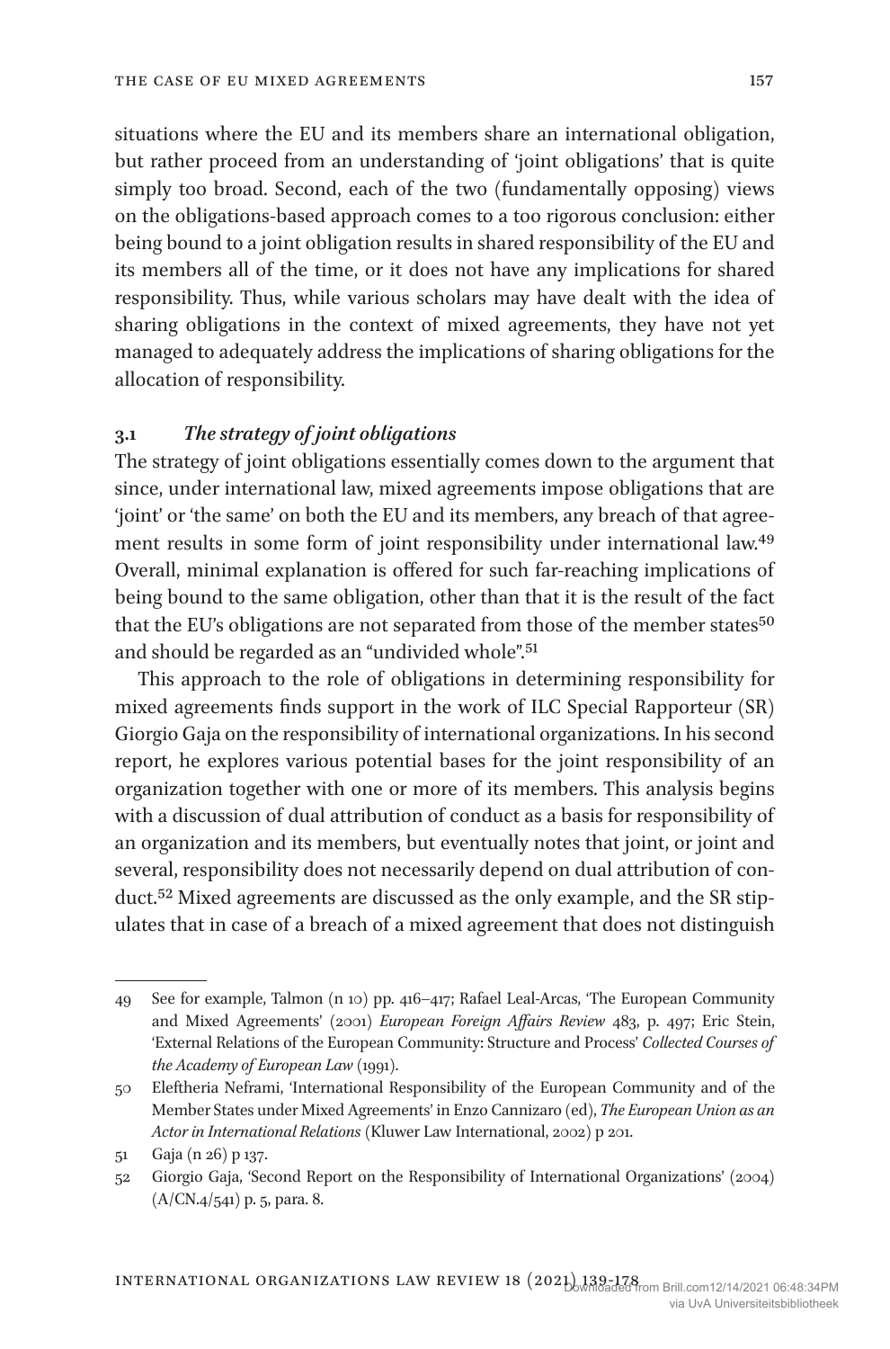situations where the EU and its members share an international obligation, but rather proceed from an understanding of 'joint obligations' that is quite simply too broad. Second, each of the two (fundamentally opposing) views on the obligations-based approach comes to a too rigorous conclusion: either being bound to a joint obligation results in shared responsibility of the EU and its members all of the time, or it does not have any implications for shared responsibility. Thus, while various scholars may have dealt with the idea of sharing obligations in the context of mixed agreements, they have not yet managed to adequately address the implications of sharing obligations for the allocation of responsibility.

### 3.1 *The strategy of joint obligations*

The strategy of joint obligations essentially comes down to the argument that since, under international law, mixed agreements impose obligations that are 'joint' or 'the same' on both the EU and its members, any breach of that agreement results in some form of joint responsibility under international law.[49] Overall, minimal explanation is offered for such far-reaching implications of being bound to the same obligation, other than that it is the result of the fact that the EU's obligations are not separated from those of the member states[50] and should be regarded as an "undivided whole".[51]

This approach to the role of obligations in determining responsibility for mixed agreements finds support in the work of ILC Special Rapporteur (SR) Giorgio Gaja on the responsibility of international organizations. In his second report, he explores various potential bases for the joint responsibility of an organization together with one or more of its members. This analysis begins with a discussion of dual attribution of conduct as a basis for responsibility of an organization and its members, but eventually notes that joint, or joint and several, responsibility does not necessarily depend on dual attribution of conduct.[52] Mixed agreements are discussed as the only example, and the SR stipulates that in case of a breach of a mixed agreement that does not distinguish

---

49 See for example, Talmon (n 10) pp. 416–417; Rafael Leal-Arcas, 'The European Community and Mixed Agreements' (2001) *European Foreign Affairs Review* 483, p. 497; Eric Stein, 'External Relations of the European Community: Structure and Process' *Collected Courses of the Academy of European Law* (1991).

50 Eleftheria Neframi, 'International Responsibility of the European Community and of the Member States under Mixed Agreements' in Enzo Cannizaro (ed), *The European Union as an Actor in International Relations* (Kluwer Law International, 2002) p 201.

51 Gaja (n 26) p 137.

52 Giorgio Gaja, 'Second Report on the Responsibility of International Organizations' (2004) (A/CN.4/541) p. 5, para. 8.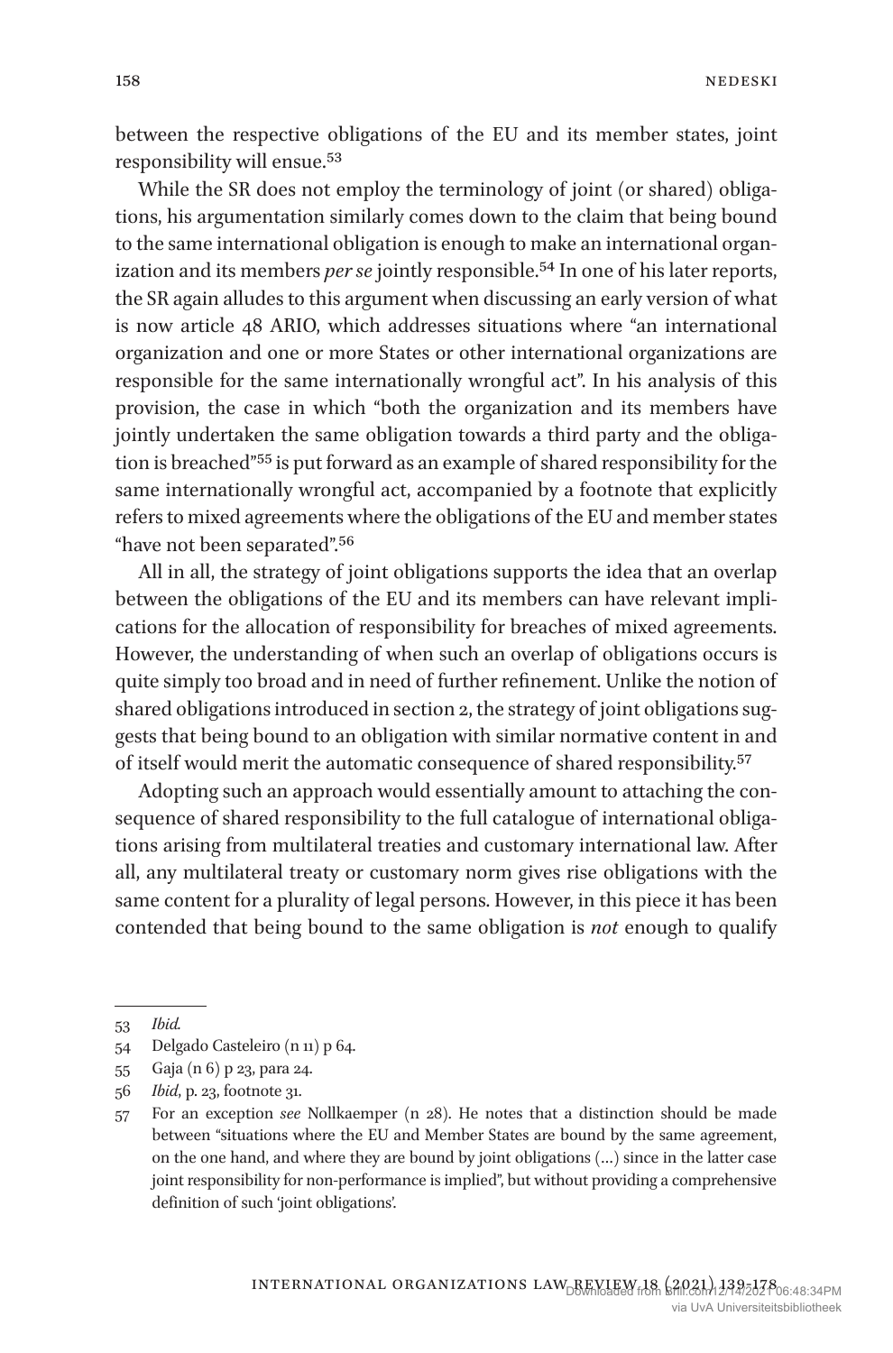between the respective obligations of the EU and its member states, joint responsibility will ensue.[53]

While the SR does not employ the terminology of joint (or shared) obligations, his argumentation similarly comes down to the claim that being bound to the same international obligation is enough to make an international organization and its members *per se* jointly responsible.[54] In one of his later reports, the SR again alludes to this argument when discussing an early version of what is now article 48 ARIO, which addresses situations where "an international organization and one or more States or other international organizations are responsible for the same internationally wrongful act". In his analysis of this provision, the case in which "both the organization and its members have jointly undertaken the same obligation towards a third party and the obligation is breached"[55] is put forward as an example of shared responsibility for the same internationally wrongful act, accompanied by a footnote that explicitly refers to mixed agreements where the obligations of the EU and member states "have not been separated".[56]

All in all, the strategy of joint obligations supports the idea that an overlap between the obligations of the EU and its members can have relevant implications for the allocation of responsibility for breaches of mixed agreements. However, the understanding of when such an overlap of obligations occurs is quite simply too broad and in need of further refinement. Unlike the notion of shared obligations introduced in section 2, the strategy of joint obligations suggests that being bound to an obligation with similar normative content in and of itself would merit the automatic consequence of shared responsibility.[57]

Adopting such an approach would essentially amount to attaching the consequence of shared responsibility to the full catalogue of international obligations arising from multilateral treaties and customary international law. After all, any multilateral treaty or customary norm gives rise obligations with the same content for a plurality of legal persons. However, in this piece it has been contended that being bound to the same obligation is *not* enough to qualify

---

53 *Ibid.*

54 Delgado Casteleiro (n 11) p 64.

55 Gaja (n 6) p 23, para 24.

56 *Ibid*, p. 23, footnote 31.

57 For an exception *see* Nollkaemper (n 28). He notes that a distinction should be made between "situations where the EU and Member States are bound by the same agreement, on the one hand, and where they are bound by joint obligations (…) since in the latter case joint responsibility for non-performance is implied", but without providing a comprehensive definition of such 'joint obligations'.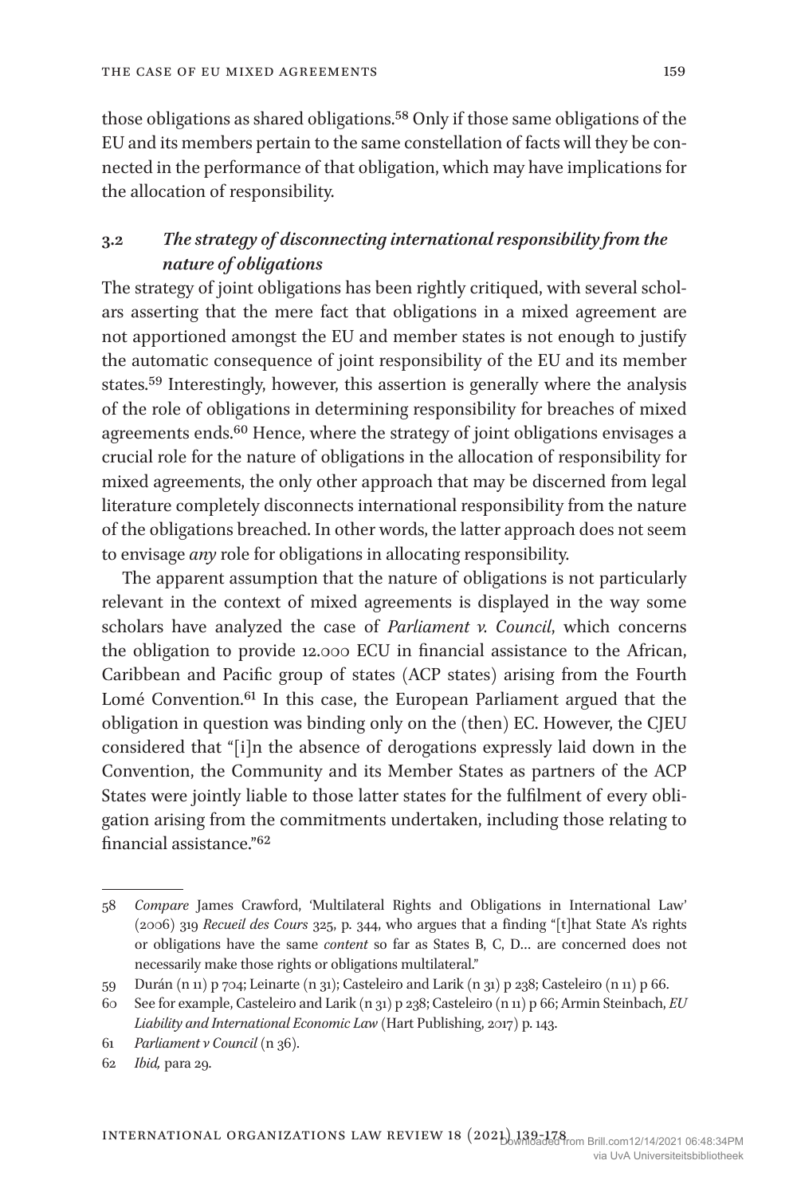those obligations as shared obligations.[58] Only if those same obligations of the EU and its members pertain to the same constellation of facts will they be connected in the performance of that obligation, which may have implications for the allocation of responsibility.

### 3.2 *The strategy of disconnecting international responsibility from the nature of obligations*

The strategy of joint obligations has been rightly critiqued, with several scholars asserting that the mere fact that obligations in a mixed agreement are not apportioned amongst the EU and member states is not enough to justify the automatic consequence of joint responsibility of the EU and its member states.[59] Interestingly, however, this assertion is generally where the analysis of the role of obligations in determining responsibility for breaches of mixed agreements ends.[60] Hence, where the strategy of joint obligations envisages a crucial role for the nature of obligations in the allocation of responsibility for mixed agreements, the only other approach that may be discerned from legal literature completely disconnects international responsibility from the nature of the obligations breached. In other words, the latter approach does not seem to envisage *any* role for obligations in allocating responsibility.

The apparent assumption that the nature of obligations is not particularly relevant in the context of mixed agreements is displayed in the way some scholars have analyzed the case of *Parliament v. Council*, which concerns the obligation to provide 12.000 ECU in financial assistance to the African, Caribbean and Pacific group of states (ACP states) arising from the Fourth Lomé Convention.[61] In this case, the European Parliament argued that the obligation in question was binding only on the (then) EC. However, the CJEU considered that "[i]n the absence of derogations expressly laid down in the Convention, the Community and its Member States as partners of the ACP States were jointly liable to those latter states for the fulfilment of every obligation arising from the commitments undertaken, including those relating to financial assistance."[62]

---

58 *Compare* James Crawford, 'Multilateral Rights and Obligations in International Law' (2006) 319 *Recueil des Cours* 325, p. 344, who argues that a finding "[t]hat State A's rights or obligations have the same *content* so far as States B, C, D… are concerned does not necessarily make those rights or obligations multilateral."

59 Durán (n 11) p 704; Leinarte (n 31); Casteleiro and Larik (n 31) p 238; Casteleiro (n 11) p 66.

60 See for example, Casteleiro and Larik (n 31) p 238; Casteleiro (n 11) p 66; Armin Steinbach, *EU Liability and International Economic Law* (Hart Publishing, 2017) p. 143.

61 *Parliament v Council* (n 36).

62 *Ibid,* para 29.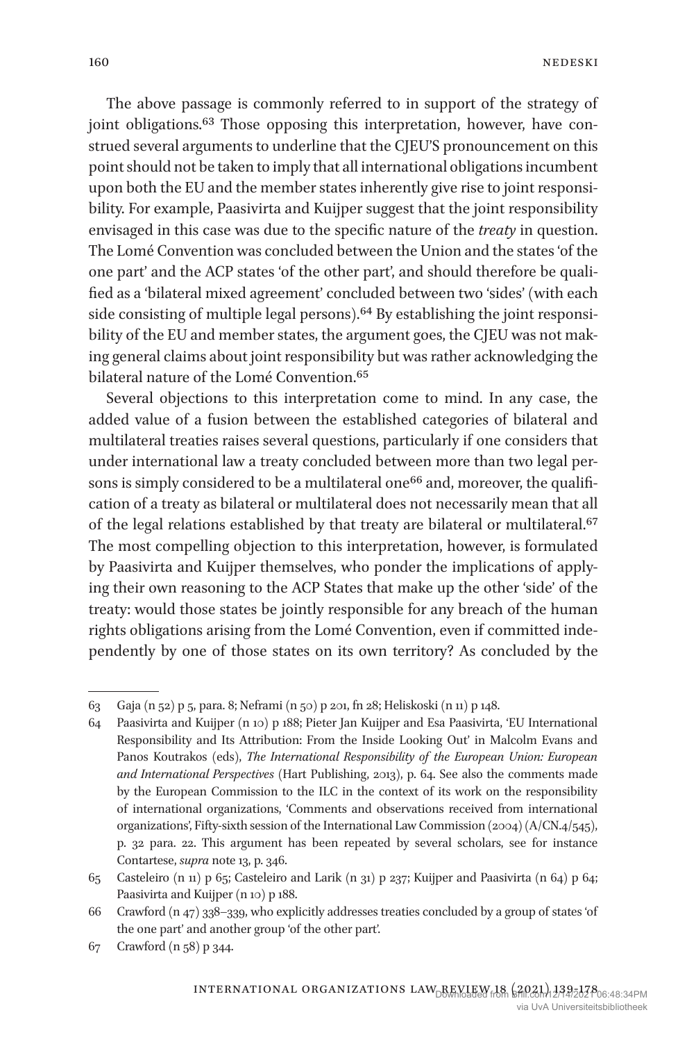The above passage is commonly referred to in support of the strategy of joint obligations.[63] Those opposing this interpretation, however, have construed several arguments to underline that the CJEU'S pronouncement on this point should not be taken to imply that all international obligations incumbent upon both the EU and the member states inherently give rise to joint responsibility. For example, Paasivirta and Kuijper suggest that the joint responsibility envisaged in this case was due to the specific nature of the *treaty* in question. The Lomé Convention was concluded between the Union and the states 'of the one part' and the ACP states 'of the other part', and should therefore be qualified as a 'bilateral mixed agreement' concluded between two 'sides' (with each side consisting of multiple legal persons).[64] By establishing the joint responsibility of the EU and member states, the argument goes, the CJEU was not making general claims about joint responsibility but was rather acknowledging the bilateral nature of the Lomé Convention.[65]

Several objections to this interpretation come to mind. In any case, the added value of a fusion between the established categories of bilateral and multilateral treaties raises several questions, particularly if one considers that under international law a treaty concluded between more than two legal persons is simply considered to be a multilateral one[66] and, moreover, the qualification of a treaty as bilateral or multilateral does not necessarily mean that all of the legal relations established by that treaty are bilateral or multilateral.[67] The most compelling objection to this interpretation, however, is formulated by Paasivirta and Kuijper themselves, who ponder the implications of applying their own reasoning to the ACP States that make up the other 'side' of the treaty: would those states be jointly responsible for any breach of the human rights obligations arising from the Lomé Convention, even if committed independently by one of those states on its own territory? As concluded by the

---

63 Gaja (n 52) p 5, para. 8; Neframi (n 50) p 201, fn 28; Heliskoski (n 11) p 148.

64 Paasivirta and Kuijper (n 10) p 188; Pieter Jan Kuijper and Esa Paasivirta, 'EU International Responsibility and Its Attribution: From the Inside Looking Out' in Malcolm Evans and Panos Koutrakos (eds), *The International Responsibility of the European Union: European and International Perspectives* (Hart Publishing, 2013), p. 64. See also the comments made by the European Commission to the ILC in the context of its work on the responsibility of international organizations, 'Comments and observations received from international organizations', Fifty-sixth session of the International Law Commission (2004) (A/CN.4/545), p. 32 para. 22. This argument has been repeated by several scholars, see for instance Contartese, *supra* note 13, p. 346.

65 Casteleiro (n 11) p 65; Casteleiro and Larik (n 31) p 237; Kuijper and Paasivirta (n 64) p 64; Paasivirta and Kuijper (n 10) p 188.

66 Crawford (n 47) 338–339, who explicitly addresses treaties concluded by a group of states 'of the one part' and another group 'of the other part'.

67 Crawford (n 58) p 344.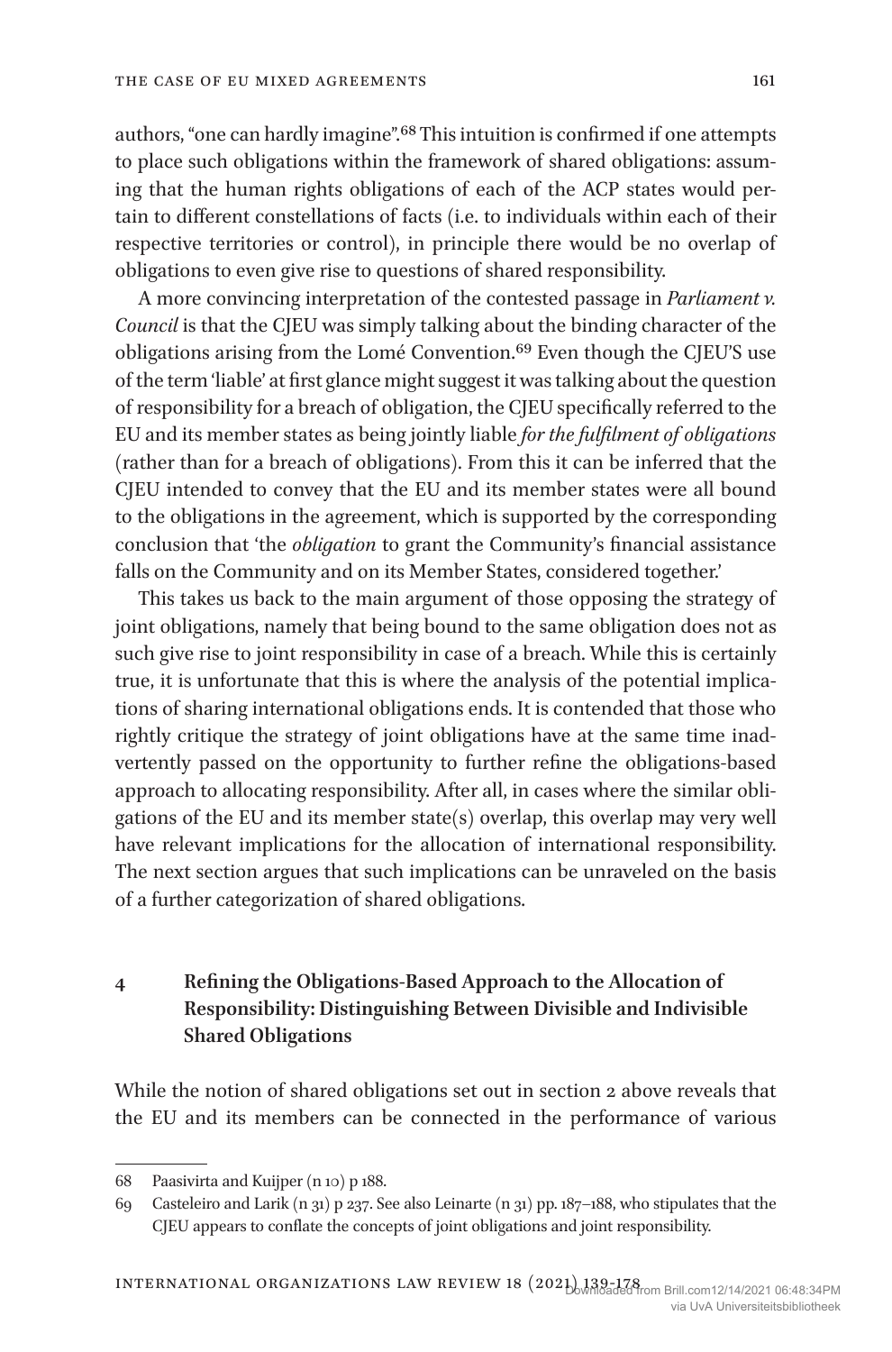authors, "one can hardly imagine".[68] This intuition is confirmed if one attempts to place such obligations within the framework of shared obligations: assuming that the human rights obligations of each of the ACP states would pertain to different constellations of facts (i.e. to individuals within each of their respective territories or control), in principle there would be no overlap of obligations to even give rise to questions of shared responsibility.

A more convincing interpretation of the contested passage in *Parliament v. Council* is that the CJEU was simply talking about the binding character of the obligations arising from the Lomé Convention.[69] Even though the CJEU'S use of the term 'liable' at first glance might suggest it was talking about the question of responsibility for a breach of obligation, the CJEU specifically referred to the EU and its member states as being jointly liable *for the fulfilment of obligations* (rather than for a breach of obligations). From this it can be inferred that the CJEU intended to convey that the EU and its member states were all bound to the obligations in the agreement, which is supported by the corresponding conclusion that 'the *obligation* to grant the Community's financial assistance falls on the Community and on its Member States, considered together.'

This takes us back to the main argument of those opposing the strategy of joint obligations, namely that being bound to the same obligation does not as such give rise to joint responsibility in case of a breach. While this is certainly true, it is unfortunate that this is where the analysis of the potential implications of sharing international obligations ends. It is contended that those who rightly critique the strategy of joint obligations have at the same time inadvertently passed on the opportunity to further refine the obligations-based approach to allocating responsibility. After all, in cases where the similar obligations of the EU and its member state(s) overlap, this overlap may very well have relevant implications for the allocation of international responsibility. The next section argues that such implications can be unraveled on the basis of a further categorization of shared obligations.

## 4 Refining the Obligations-Based Approach to the Allocation of Responsibility: Distinguishing Between Divisible and Indivisible Shared Obligations

While the notion of shared obligations set out in section 2 above reveals that the EU and its members can be connected in the performance of various

---

68 Paasivirta and Kuijper (n 10) p 188.

69 Casteleiro and Larik (n 31) p 237. See also Leinarte (n 31) pp. 187–188, who stipulates that the CJEU appears to conflate the concepts of joint obligations and joint responsibility.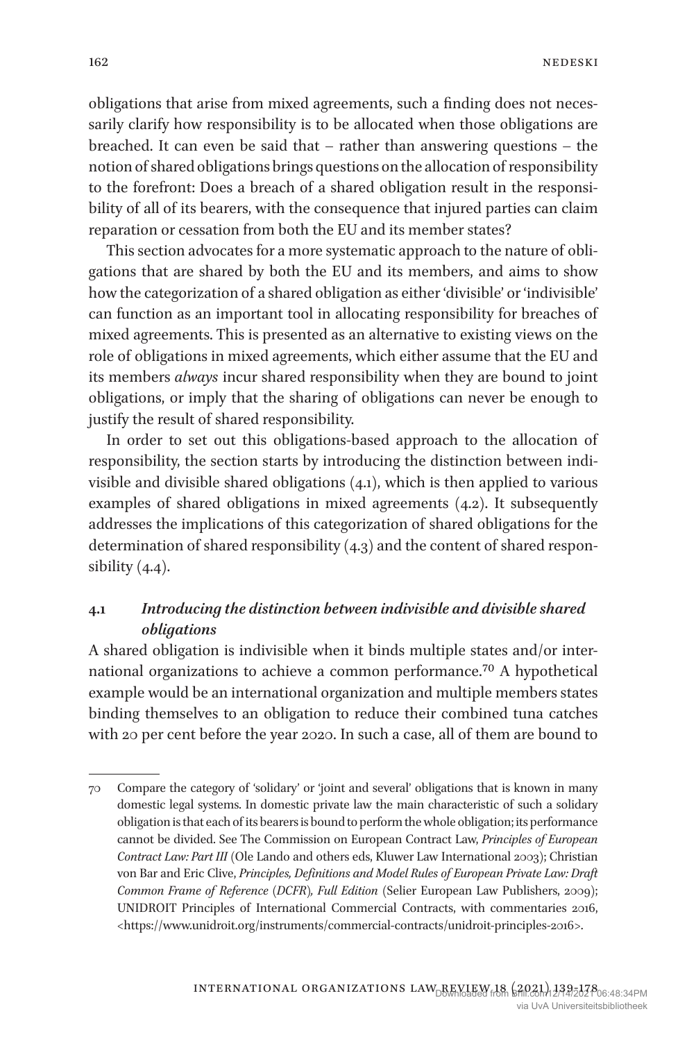obligations that arise from mixed agreements, such a finding does not necessarily clarify how responsibility is to be allocated when those obligations are breached. It can even be said that – rather than answering questions – the notion of shared obligations brings questions on the allocation of responsibility to the forefront: Does a breach of a shared obligation result in the responsibility of all of its bearers, with the consequence that injured parties can claim reparation or cessation from both the EU and its member states?

This section advocates for a more systematic approach to the nature of obligations that are shared by both the EU and its members, and aims to show how the categorization of a shared obligation as either 'divisible' or 'indivisible' can function as an important tool in allocating responsibility for breaches of mixed agreements. This is presented as an alternative to existing views on the role of obligations in mixed agreements, which either assume that the EU and its members *always* incur shared responsibility when they are bound to joint obligations, or imply that the sharing of obligations can never be enough to justify the result of shared responsibility.

In order to set out this obligations-based approach to the allocation of responsibility, the section starts by introducing the distinction between indivisible and divisible shared obligations (4.1), which is then applied to various examples of shared obligations in mixed agreements (4.2). It subsequently addresses the implications of this categorization of shared obligations for the determination of shared responsibility (4.3) and the content of shared responsibility (4.4).

### 4.1 *Introducing the distinction between indivisible and divisible shared obligations*

A shared obligation is indivisible when it binds multiple states and/or international organizations to achieve a common performance.[70] A hypothetical example would be an international organization and multiple members states binding themselves to an obligation to reduce their combined tuna catches with 20 per cent before the year 2020. In such a case, all of them are bound to

---

70 Compare the category of 'solidary' or 'joint and several' obligations that is known in many domestic legal systems. In domestic private law the main characteristic of such a solidary obligation is that each of its bearers is bound to perform the whole obligation; its performance cannot be divided. See The Commission on European Contract Law, *Principles of European Contract Law: Part III* (Ole Lando and others eds, Kluwer Law International 2003); Christian von Bar and Eric Clive, *Principles, Definitions and Model Rules of European Private Law: Draft Common Frame of Reference (DCFR), Full Edition* (Selier European Law Publishers, 2009); UNIDROIT Principles of International Commercial Contracts, with commentaries 2016, <https://www.unidroit.org/instruments/commercial-contracts/unidroit-principles-2016>.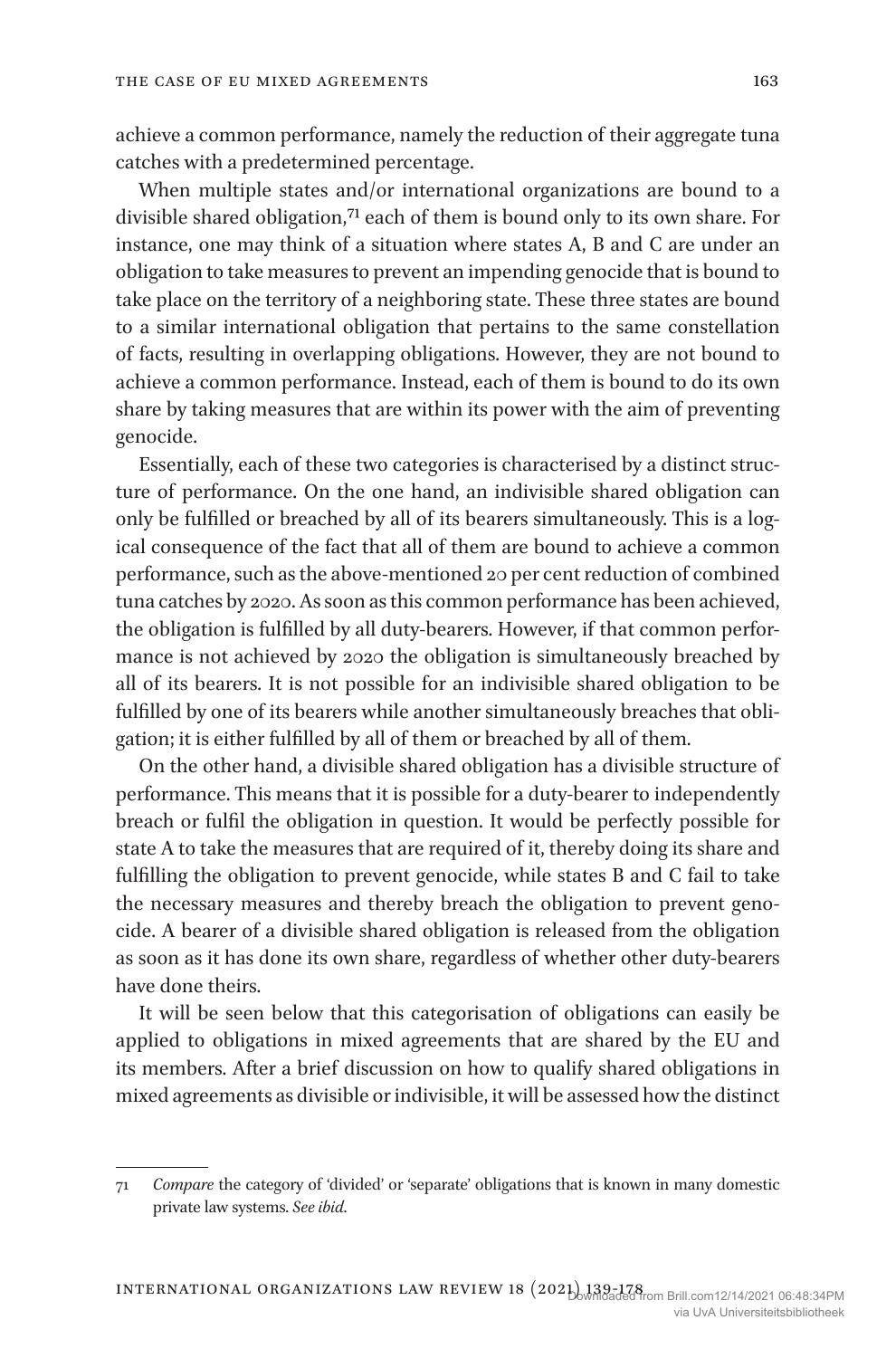achieve a common performance, namely the reduction of their aggregate tuna catches with a predetermined percentage.

When multiple states and/or international organizations are bound to a divisible shared obligation,[71] each of them is bound only to its own share. For instance, one may think of a situation where states A, B and C are under an obligation to take measures to prevent an impending genocide that is bound to take place on the territory of a neighboring state. These three states are bound to a similar international obligation that pertains to the same constellation of facts, resulting in overlapping obligations. However, they are not bound to achieve a common performance. Instead, each of them is bound to do its own share by taking measures that are within its power with the aim of preventing genocide.

Essentially, each of these two categories is characterised by a distinct structure of performance. On the one hand, an indivisible shared obligation can only be fulfilled or breached by all of its bearers simultaneously. This is a logical consequence of the fact that all of them are bound to achieve a common performance, such as the above-mentioned 20 per cent reduction of combined tuna catches by 2020. As soon as this common performance has been achieved, the obligation is fulfilled by all duty-bearers. However, if that common performance is not achieved by 2020 the obligation is simultaneously breached by all of its bearers. It is not possible for an indivisible shared obligation to be fulfilled by one of its bearers while another simultaneously breaches that obligation; it is either fulfilled by all of them or breached by all of them.

On the other hand, a divisible shared obligation has a divisible structure of performance. This means that it is possible for a duty-bearer to independently breach or fulfil the obligation in question. It would be perfectly possible for state A to take the measures that are required of it, thereby doing its share and fulfilling the obligation to prevent genocide, while states B and C fail to take the necessary measures and thereby breach the obligation to prevent genocide. A bearer of a divisible shared obligation is released from the obligation as soon as it has done its own share, regardless of whether other duty-bearers have done theirs.

It will be seen below that this categorisation of obligations can easily be applied to obligations in mixed agreements that are shared by the EU and its members. After a brief discussion on how to qualify shared obligations in mixed agreements as divisible or indivisible, it will be assessed how the distinct

---

71 *Compare* the category of 'divided' or 'separate' obligations that is known in many domestic private law systems. *See ibid*.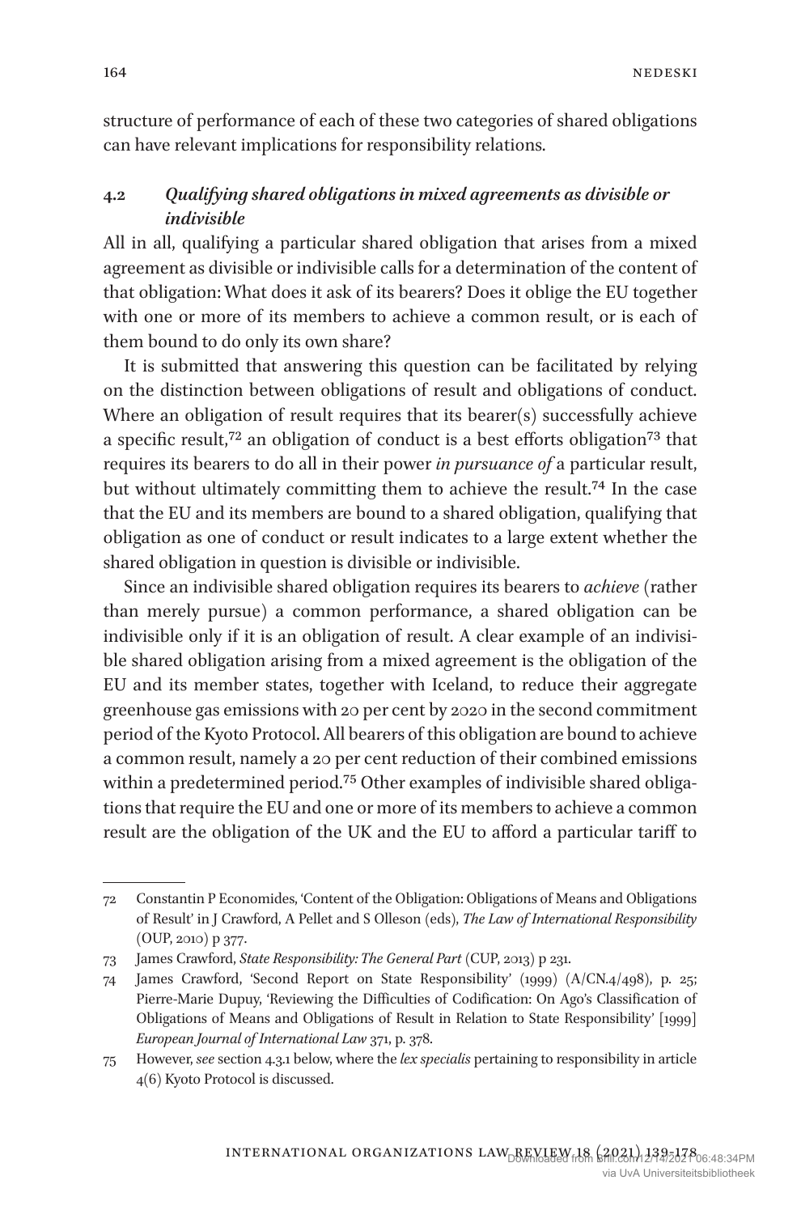structure of performance of each of these two categories of shared obligations can have relevant implications for responsibility relations.

### 4.2 *Qualifying shared obligations in mixed agreements as divisible or indivisible*

All in all, qualifying a particular shared obligation that arises from a mixed agreement as divisible or indivisible calls for a determination of the content of that obligation: What does it ask of its bearers? Does it oblige the EU together with one or more of its members to achieve a common result, or is each of them bound to do only its own share?

It is submitted that answering this question can be facilitated by relying on the distinction between obligations of result and obligations of conduct. Where an obligation of result requires that its bearer(s) successfully achieve a specific result,[72] an obligation of conduct is a best efforts obligation[73] that requires its bearers to do all in their power *in pursuance of* a particular result, but without ultimately committing them to achieve the result.[74] In the case that the EU and its members are bound to a shared obligation, qualifying that obligation as one of conduct or result indicates to a large extent whether the shared obligation in question is divisible or indivisible.

Since an indivisible shared obligation requires its bearers to *achieve* (rather than merely pursue) a common performance, a shared obligation can be indivisible only if it is an obligation of result. A clear example of an indivisible shared obligation arising from a mixed agreement is the obligation of the EU and its member states, together with Iceland, to reduce their aggregate greenhouse gas emissions with 20 per cent by 2020 in the second commitment period of the Kyoto Protocol. All bearers of this obligation are bound to achieve a common result, namely a 20 per cent reduction of their combined emissions within a predetermined period.[75] Other examples of indivisible shared obligations that require the EU and one or more of its members to achieve a common result are the obligation of the UK and the EU to afford a particular tariff to

---

72 Constantin P Economides, 'Content of the Obligation: Obligations of Means and Obligations of Result' in J Crawford, A Pellet and S Olleson (eds), *The Law of International Responsibility* (OUP, 2010) p 377.

73 James Crawford, *State Responsibility: The General Part* (CUP, 2013) p 231.

74 James Crawford, 'Second Report on State Responsibility' (1999) (A/CN.4/498), p. 25; Pierre-Marie Dupuy, 'Reviewing the Difficulties of Codification: On Ago's Classification of Obligations of Means and Obligations of Result in Relation to State Responsibility' [1999] *European Journal of International Law* 371, p. 378.

75 However, *see* section 4.3.1 below, where the *lex specialis* pertaining to responsibility in article 4(6) Kyoto Protocol is discussed.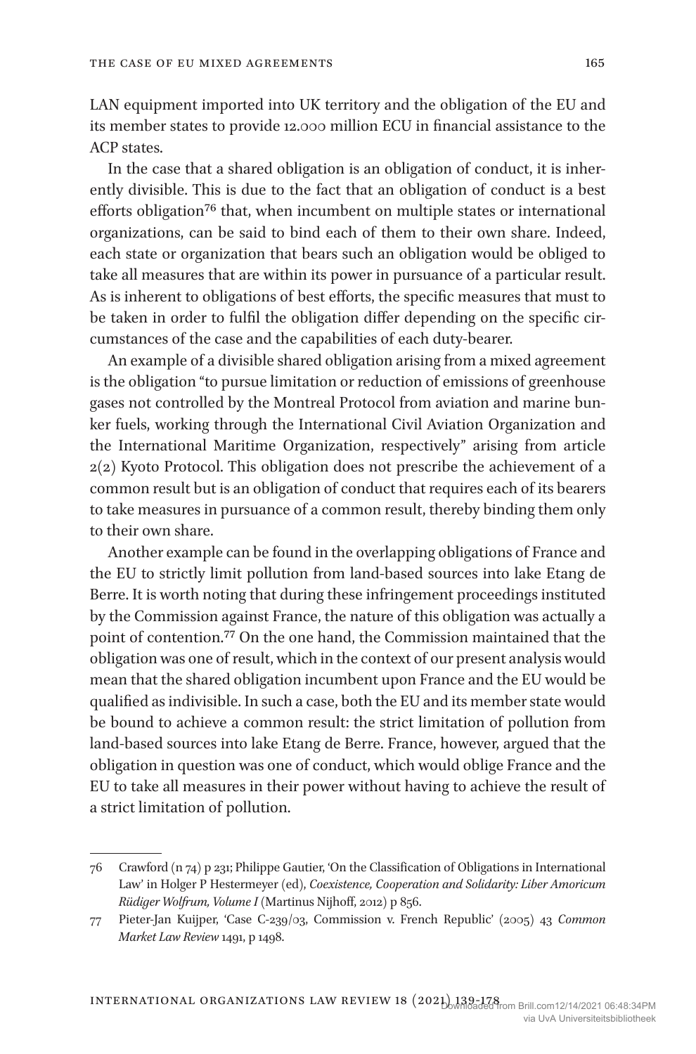LAN equipment imported into UK territory and the obligation of the EU and its member states to provide 12.000 million ECU in financial assistance to the ACP states.

In the case that a shared obligation is an obligation of conduct, it is inherently divisible. This is due to the fact that an obligation of conduct is a best efforts obligation[76] that, when incumbent on multiple states or international organizations, can be said to bind each of them to their own share. Indeed, each state or organization that bears such an obligation would be obliged to take all measures that are within its power in pursuance of a particular result. As is inherent to obligations of best efforts, the specific measures that must to be taken in order to fulfil the obligation differ depending on the specific circumstances of the case and the capabilities of each duty-bearer.

An example of a divisible shared obligation arising from a mixed agreement is the obligation "to pursue limitation or reduction of emissions of greenhouse gases not controlled by the Montreal Protocol from aviation and marine bunker fuels, working through the International Civil Aviation Organization and the International Maritime Organization, respectively" arising from article 2(2) Kyoto Protocol. This obligation does not prescribe the achievement of a common result but is an obligation of conduct that requires each of its bearers to take measures in pursuance of a common result, thereby binding them only to their own share.

Another example can be found in the overlapping obligations of France and the EU to strictly limit pollution from land-based sources into lake Etang de Berre. It is worth noting that during these infringement proceedings instituted by the Commission against France, the nature of this obligation was actually a point of contention.[77] On the one hand, the Commission maintained that the obligation was one of result, which in the context of our present analysis would mean that the shared obligation incumbent upon France and the EU would be qualified as indivisible. In such a case, both the EU and its member state would be bound to achieve a common result: the strict limitation of pollution from land-based sources into lake Etang de Berre. France, however, argued that the obligation in question was one of conduct, which would oblige France and the EU to take all measures in their power without having to achieve the result of a strict limitation of pollution.

---

76 Crawford (n 74) p 231; Philippe Gautier, 'On the Classification of Obligations in International Law' in Holger P Hestermeyer (ed), *Coexistence, Cooperation and Solidarity: Liber Amoricum Rüdiger Wolfrum, Volume I* (Martinus Nijhoff, 2012) p 856.

77 Pieter-Jan Kuijper, 'Case C-239/03, Commission v. French Republic' (2005) 43 *Common Market Law Review* 1491, p 1498.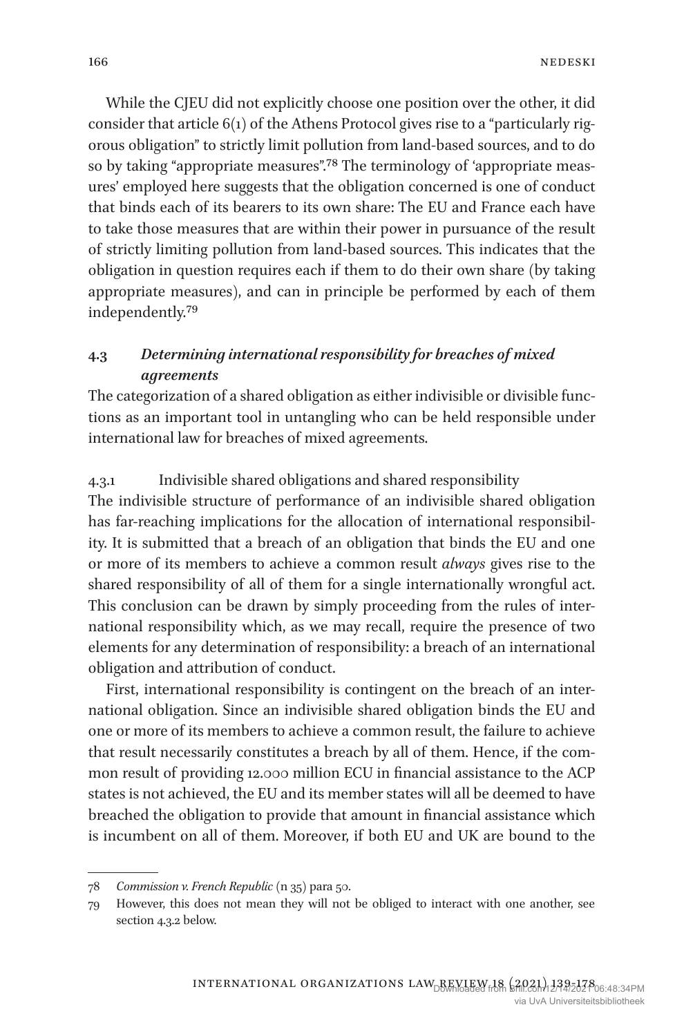While the CJEU did not explicitly choose one position over the other, it did consider that article 6(1) of the Athens Protocol gives rise to a "particularly rigorous obligation" to strictly limit pollution from land-based sources, and to do so by taking "appropriate measures".[78] The terminology of 'appropriate measures' employed here suggests that the obligation concerned is one of conduct that binds each of its bearers to its own share: The EU and France each have to take those measures that are within their power in pursuance of the result of strictly limiting pollution from land-based sources. This indicates that the obligation in question requires each if them to do their own share (by taking appropriate measures), and can in principle be performed by each of them independently.[79]

### 4.3 *Determining international responsibility for breaches of mixed agreements*

The categorization of a shared obligation as either indivisible or divisible functions as an important tool in untangling who can be held responsible under international law for breaches of mixed agreements.

#### 4.3.1 Indivisible shared obligations and shared responsibility

The indivisible structure of performance of an indivisible shared obligation has far-reaching implications for the allocation of international responsibility. It is submitted that a breach of an obligation that binds the EU and one or more of its members to achieve a common result *always* gives rise to the shared responsibility of all of them for a single internationally wrongful act. This conclusion can be drawn by simply proceeding from the rules of international responsibility which, as we may recall, require the presence of two elements for any determination of responsibility: a breach of an international obligation and attribution of conduct.

First, international responsibility is contingent on the breach of an international obligation. Since an indivisible shared obligation binds the EU and one or more of its members to achieve a common result, the failure to achieve that result necessarily constitutes a breach by all of them. Hence, if the common result of providing 12.000 million ECU in financial assistance to the ACP states is not achieved, the EU and its member states will all be deemed to have breached the obligation to provide that amount in financial assistance which is incumbent on all of them. Moreover, if both EU and UK are bound to the

---

78 *Commission v. French Republic* (n 35) para 50.

79 However, this does not mean they will not be obliged to interact with one another, see section 4.3.2 below.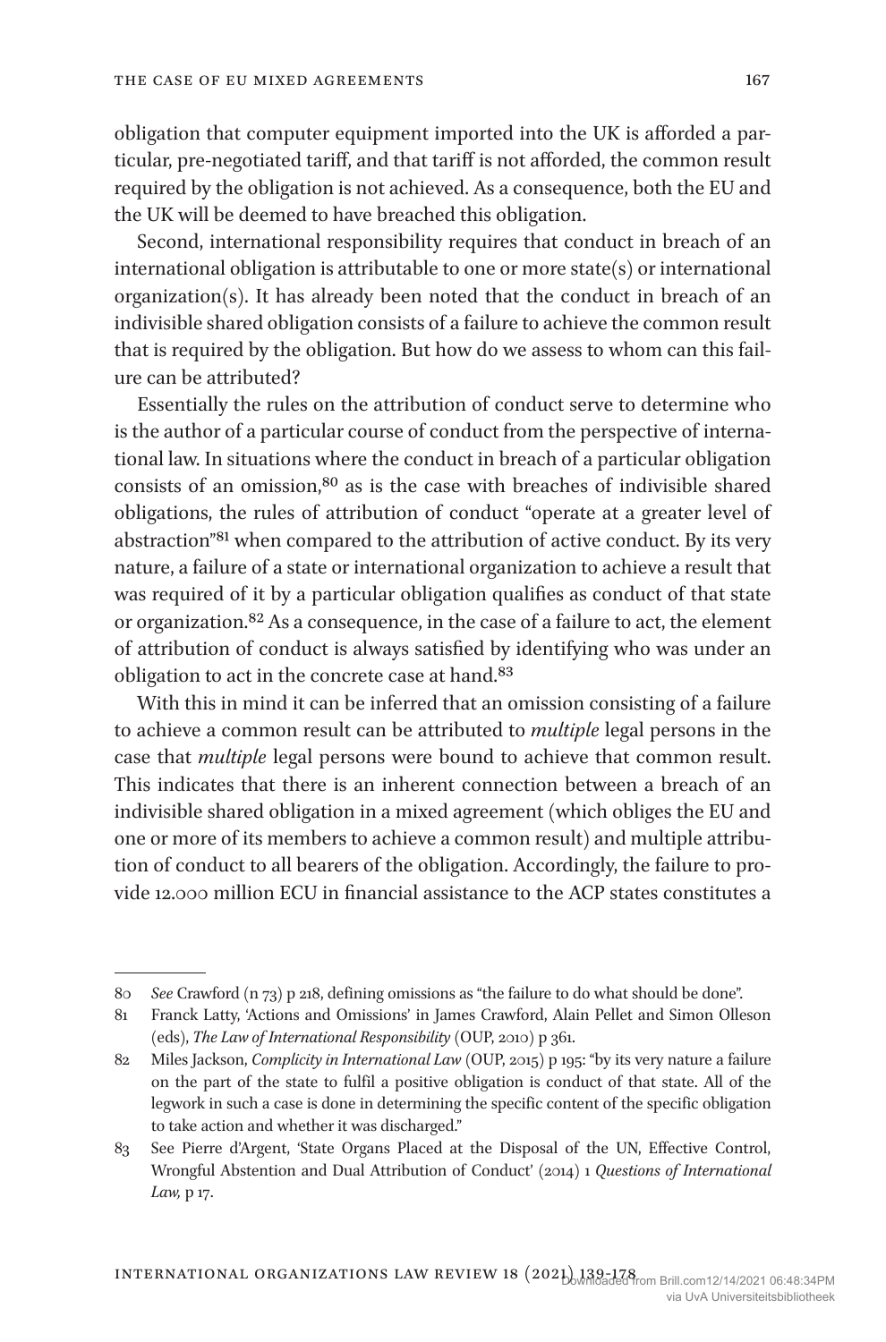obligation that computer equipment imported into the UK is afforded a particular, pre-negotiated tariff, and that tariff is not afforded, the common result required by the obligation is not achieved. As a consequence, both the EU and the UK will be deemed to have breached this obligation.

Second, international responsibility requires that conduct in breach of an international obligation is attributable to one or more state(s) or international organization(s). It has already been noted that the conduct in breach of an indivisible shared obligation consists of a failure to achieve the common result that is required by the obligation. But how do we assess to whom can this failure can be attributed?

Essentially the rules on the attribution of conduct serve to determine who is the author of a particular course of conduct from the perspective of international law. In situations where the conduct in breach of a particular obligation consists of an omission,[80] as is the case with breaches of indivisible shared obligations, the rules of attribution of conduct "operate at a greater level of abstraction"[81] when compared to the attribution of active conduct. By its very nature, a failure of a state or international organization to achieve a result that was required of it by a particular obligation qualifies as conduct of that state or organization.[82] As a consequence, in the case of a failure to act, the element of attribution of conduct is always satisfied by identifying who was under an obligation to act in the concrete case at hand.[83]

With this in mind it can be inferred that an omission consisting of a failure to achieve a common result can be attributed to *multiple* legal persons in the case that *multiple* legal persons were bound to achieve that common result. This indicates that there is an inherent connection between a breach of an indivisible shared obligation in a mixed agreement (which obliges the EU and one or more of its members to achieve a common result) and multiple attribution of conduct to all bearers of the obligation. Accordingly, the failure to provide 12.000 million ECU in financial assistance to the ACP states constitutes a

---

80 *See* Crawford (n 73) p 218, defining omissions as "the failure to do what should be done".

81 Franck Latty, 'Actions and Omissions' in James Crawford, Alain Pellet and Simon Olleson (eds), *The Law of International Responsibility* (OUP, 2010) p 361.

82 Miles Jackson, *Complicity in International Law* (OUP, 2015) p 195: "by its very nature a failure on the part of the state to fulfil a positive obligation is conduct of that state. All of the legwork in such a case is done in determining the specific content of the specific obligation to take action and whether it was discharged."

83 See Pierre d'Argent, 'State Organs Placed at the Disposal of the UN, Effective Control, Wrongful Abstention and Dual Attribution of Conduct' (2014) 1 *Questions of International Law*, p 17.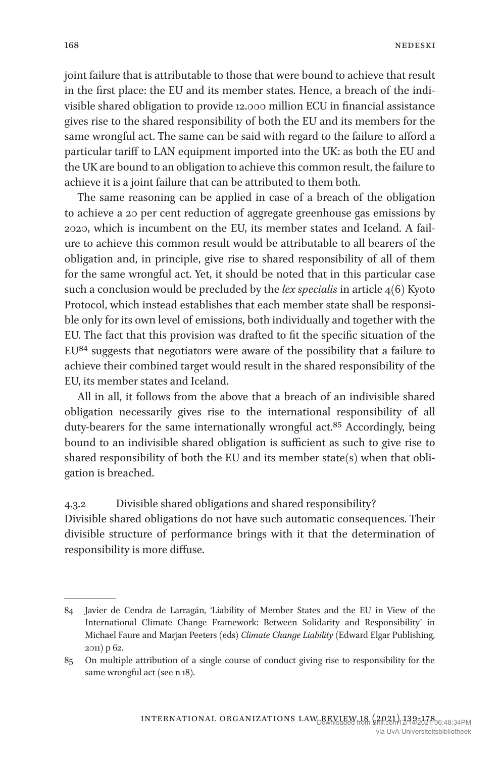joint failure that is attributable to those that were bound to achieve that result in the first place: the EU and its member states. Hence, a breach of the indivisible shared obligation to provide 12.000 million ECU in financial assistance gives rise to the shared responsibility of both the EU and its members for the same wrongful act. The same can be said with regard to the failure to afford a particular tariff to LAN equipment imported into the UK: as both the EU and the UK are bound to an obligation to achieve this common result, the failure to achieve it is a joint failure that can be attributed to them both.

The same reasoning can be applied in case of a breach of the obligation to achieve a 20 per cent reduction of aggregate greenhouse gas emissions by 2020, which is incumbent on the EU, its member states and Iceland. A failure to achieve this common result would be attributable to all bearers of the obligation and, in principle, give rise to shared responsibility of all of them for the same wrongful act. Yet, it should be noted that in this particular case such a conclusion would be precluded by the *lex specialis* in article 4(6) Kyoto Protocol, which instead establishes that each member state shall be responsible only for its own level of emissions, both individually and together with the EU. The fact that this provision was drafted to fit the specific situation of the EU[84] suggests that negotiators were aware of the possibility that a failure to achieve their combined target would result in the shared responsibility of the EU, its member states and Iceland.

All in all, it follows from the above that a breach of an indivisible shared obligation necessarily gives rise to the international responsibility of all duty-bearers for the same internationally wrongful act.[85] Accordingly, being bound to an indivisible shared obligation is sufficient as such to give rise to shared responsibility of both the EU and its member state(s) when that obligation is breached.

#### 4.3.2 Divisible shared obligations and shared responsibility?

Divisible shared obligations do not have such automatic consequences. Their divisible structure of performance brings with it that the determination of responsibility is more diffuse.

---

84 Javier de Cendra de Larragán, 'Liability of Member States and the EU in View of the International Climate Change Framework: Between Solidarity and Responsibility' in Michael Faure and Marjan Peeters (eds) *Climate Change Liability* (Edward Elgar Publishing, 2011) p 62.

85 On multiple attribution of a single course of conduct giving rise to responsibility for the same wrongful act (see n 18).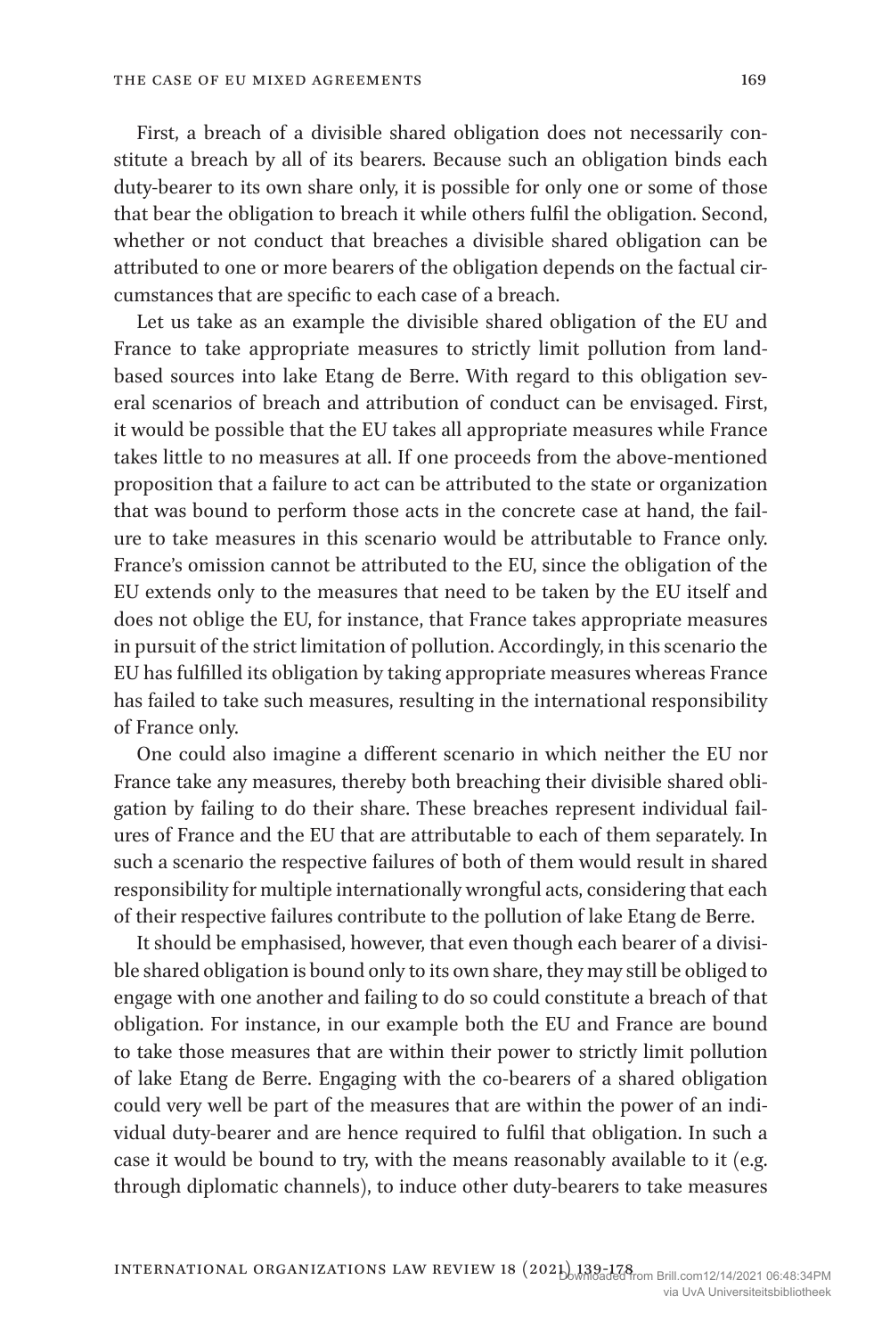First, a breach of a divisible shared obligation does not necessarily constitute a breach by all of its bearers. Because such an obligation binds each duty-bearer to its own share only, it is possible for only one or some of those that bear the obligation to breach it while others fulfil the obligation. Second, whether or not conduct that breaches a divisible shared obligation can be attributed to one or more bearers of the obligation depends on the factual circumstances that are specific to each case of a breach.

Let us take as an example the divisible shared obligation of the EU and France to take appropriate measures to strictly limit pollution from land-based sources into lake Etang de Berre. With regard to this obligation several scenarios of breach and attribution of conduct can be envisaged. First, it would be possible that the EU takes all appropriate measures while France takes little to no measures at all. If one proceeds from the above-mentioned proposition that a failure to act can be attributed to the state or organization that was bound to perform those acts in the concrete case at hand, the failure to take measures in this scenario would be attributable to France only. France's omission cannot be attributed to the EU, since the obligation of the EU extends only to the measures that need to be taken by the EU itself and does not oblige the EU, for instance, that France takes appropriate measures in pursuit of the strict limitation of pollution. Accordingly, in this scenario the EU has fulfilled its obligation by taking appropriate measures whereas France has failed to take such measures, resulting in the international responsibility of France only.

One could also imagine a different scenario in which neither the EU nor France take any measures, thereby both breaching their divisible shared obligation by failing to do their share. These breaches represent individual failures of France and the EU that are attributable to each of them separately. In such a scenario the respective failures of both of them would result in shared responsibility for multiple internationally wrongful acts, considering that each of their respective failures contribute to the pollution of lake Etang de Berre.

It should be emphasised, however, that even though each bearer of a divisible shared obligation is bound only to its own share, they may still be obliged to engage with one another and failing to do so could constitute a breach of that obligation. For instance, in our example both the EU and France are bound to take those measures that are within their power to strictly limit pollution of lake Etang de Berre. Engaging with the co-bearers of a shared obligation could very well be part of the measures that are within the power of an individual duty-bearer and are hence required to fulfil that obligation. In such a case it would be bound to try, with the means reasonably available to it (e.g. through diplomatic channels), to induce other duty-bearers to take measures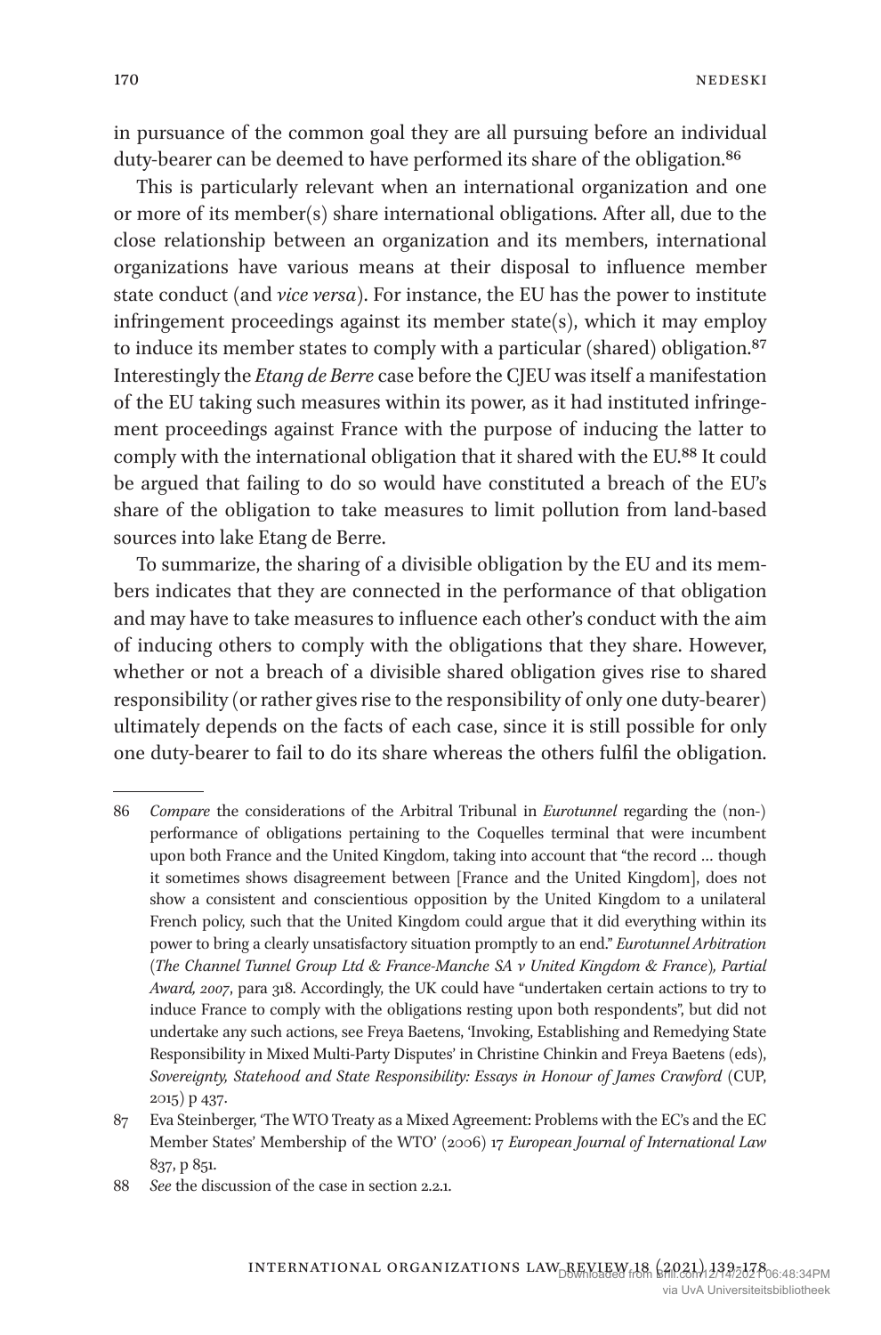in pursuance of the common goal they are all pursuing before an individual duty-bearer can be deemed to have performed its share of the obligation.[86]

This is particularly relevant when an international organization and one or more of its member(s) share international obligations. After all, due to the close relationship between an organization and its members, international organizations have various means at their disposal to influence member state conduct (and *vice versa*). For instance, the EU has the power to institute infringement proceedings against its member state(s), which it may employ to induce its member states to comply with a particular (shared) obligation.[87] Interestingly the *Etang de Berre* case before the CJEU was itself a manifestation of the EU taking such measures within its power, as it had instituted infringement proceedings against France with the purpose of inducing the latter to comply with the international obligation that it shared with the EU.[88] It could be argued that failing to do so would have constituted a breach of the EU's share of the obligation to take measures to limit pollution from land-based sources into lake Etang de Berre.

To summarize, the sharing of a divisible obligation by the EU and its members indicates that they are connected in the performance of that obligation and may have to take measures to influence each other's conduct with the aim of inducing others to comply with the obligations that they share. However, whether or not a breach of a divisible shared obligation gives rise to shared responsibility (or rather gives rise to the responsibility of only one duty-bearer) ultimately depends on the facts of each case, since it is still possible for only one duty-bearer to fail to do its share whereas the others fulfil the obligation.

---

86 *Compare* the considerations of the Arbitral Tribunal in *Eurotunnel* regarding the (non-) performance of obligations pertaining to the Coquelles terminal that were incumbent upon both France and the United Kingdom, taking into account that "the record … though it sometimes shows disagreement between [France and the United Kingdom], does not show a consistent and conscientious opposition by the United Kingdom to a unilateral French policy, such that the United Kingdom could argue that it did everything within its power to bring a clearly unsatisfactory situation promptly to an end." *Eurotunnel Arbitration* (*The Channel Tunnel Group Ltd & France-Manche SA v United Kingdom & France*)*, Partial Award, 2007*, para 318. Accordingly, the UK could have "undertaken certain actions to try to induce France to comply with the obligations resting upon both respondents", but did not undertake any such actions, see Freya Baetens, 'Invoking, Establishing and Remedying State Responsibility in Mixed Multi-Party Disputes' in Christine Chinkin and Freya Baetens (eds), *Sovereignty, Statehood and State Responsibility: Essays in Honour of James Crawford* (CUP, 2015) p 437.

87 Eva Steinberger, 'The WTO Treaty as a Mixed Agreement: Problems with the EC's and the EC Member States' Membership of the WTO' (2006) 17 *European Journal of International Law* 837, p 851.

88 *See* the discussion of the case in section 2.2.1.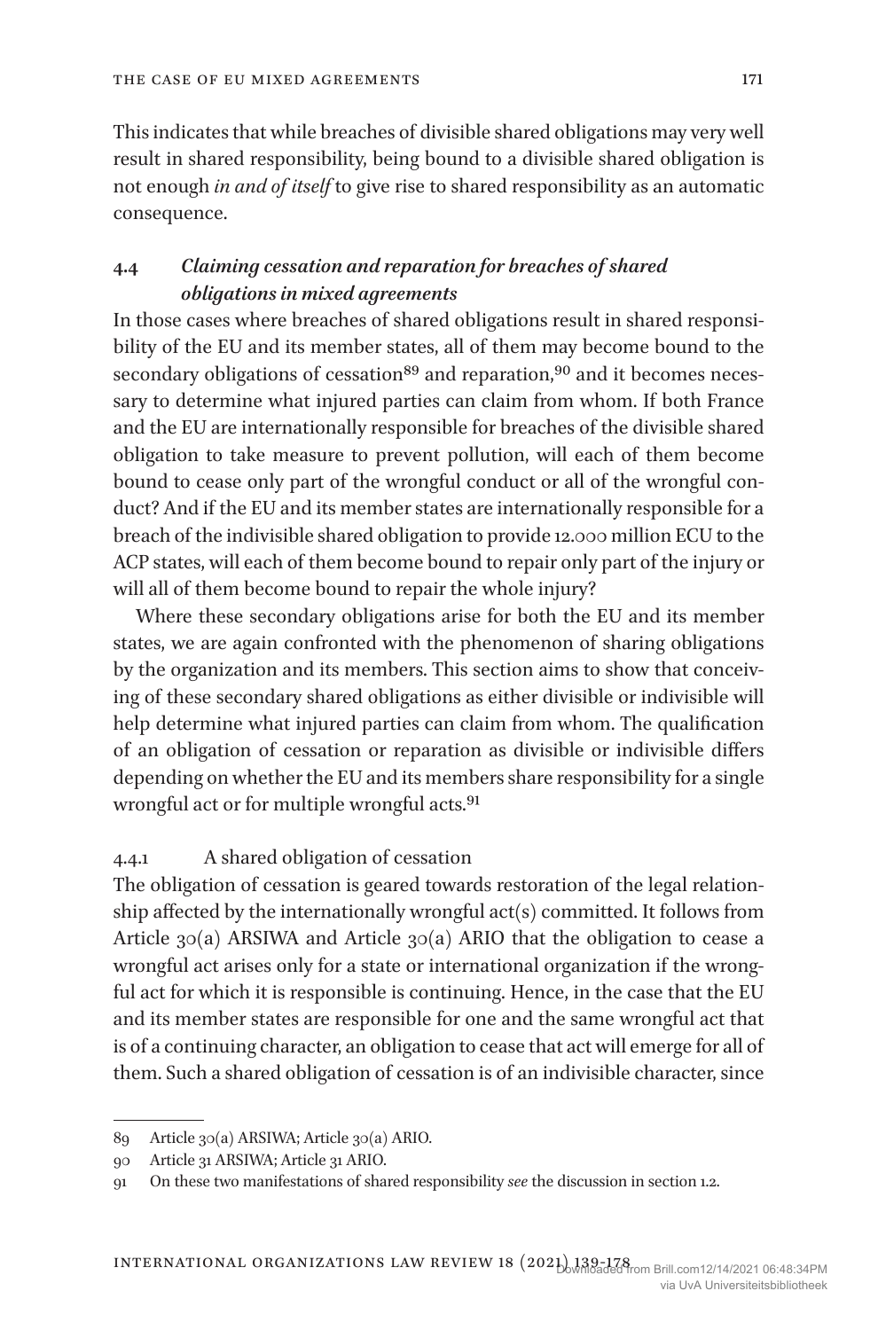This indicates that while breaches of divisible shared obligations may very well result in shared responsibility, being bound to a divisible shared obligation is not enough *in and of itself* to give rise to shared responsibility as an automatic consequence.

### 4.4 *Claiming cessation and reparation for breaches of shared obligations in mixed agreements*

In those cases where breaches of shared obligations result in shared responsibility of the EU and its member states, all of them may become bound to the secondary obligations of cessation[89] and reparation,[90] and it becomes necessary to determine what injured parties can claim from whom. If both France and the EU are internationally responsible for breaches of the divisible shared obligation to take measure to prevent pollution, will each of them become bound to cease only part of the wrongful conduct or all of the wrongful conduct? And if the EU and its member states are internationally responsible for a breach of the indivisible shared obligation to provide 12.000 million ECU to the ACP states, will each of them become bound to repair only part of the injury or will all of them become bound to repair the whole injury?

Where these secondary obligations arise for both the EU and its member states, we are again confronted with the phenomenon of sharing obligations by the organization and its members. This section aims to show that conceiving of these secondary shared obligations as either divisible or indivisible will help determine what injured parties can claim from whom. The qualification of an obligation of cessation or reparation as divisible or indivisible differs depending on whether the EU and its members share responsibility for a single wrongful act or for multiple wrongful acts.[91]

#### 4.4.1 A shared obligation of cessation

The obligation of cessation is geared towards restoration of the legal relationship affected by the internationally wrongful act(s) committed. It follows from Article 30(a) ARSIWA and Article 30(a) ARIO that the obligation to cease a wrongful act arises only for a state or international organization if the wrongful act for which it is responsible is continuing. Hence, in the case that the EU and its member states are responsible for one and the same wrongful act that is of a continuing character, an obligation to cease that act will emerge for all of them. Such a shared obligation of cessation is of an indivisible character, since

---

89 Article 30(a) ARSIWA; Article 30(a) ARIO.

90 Article 31 ARSIWA; Article 31 ARIO.

91 On these two manifestations of shared responsibility *see* the discussion in section 1.2.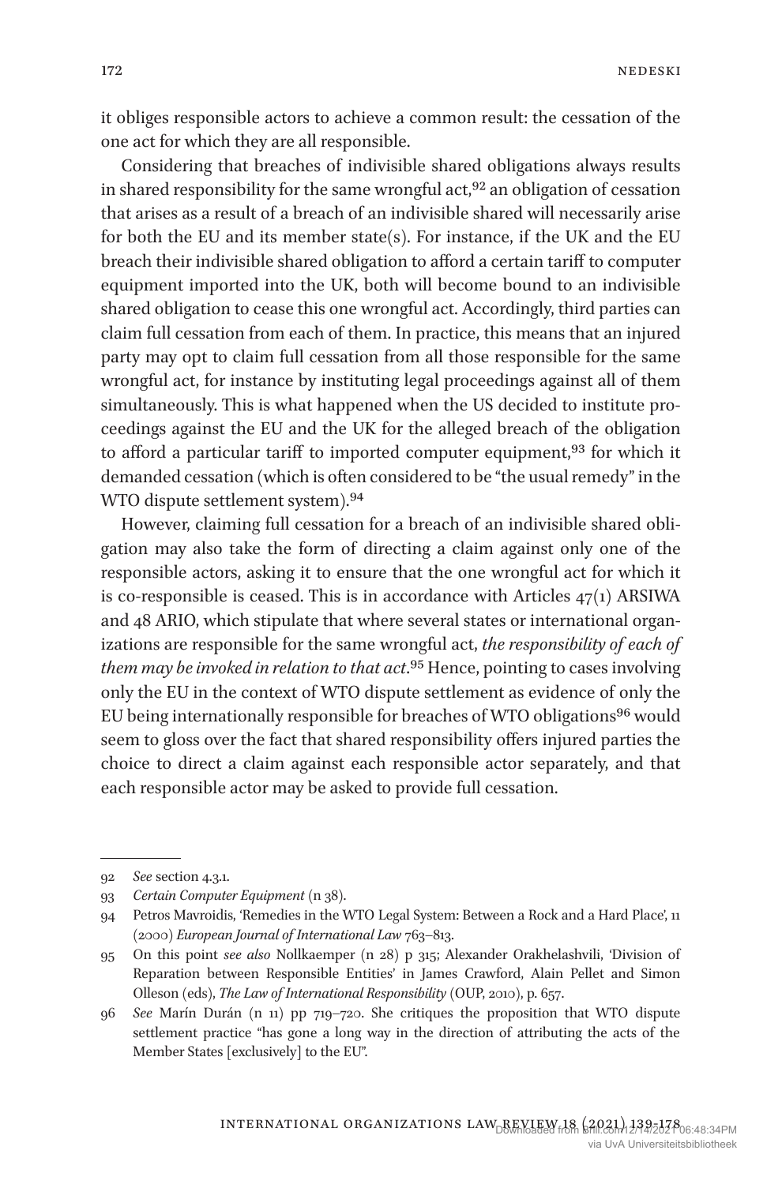it obliges responsible actors to achieve a common result: the cessation of the one act for which they are all responsible.

Considering that breaches of indivisible shared obligations always results in shared responsibility for the same wrongful act,[92] an obligation of cessation that arises as a result of a breach of an indivisible shared will necessarily arise for both the EU and its member state(s). For instance, if the UK and the EU breach their indivisible shared obligation to afford a certain tariff to computer equipment imported into the UK, both will become bound to an indivisible shared obligation to cease this one wrongful act. Accordingly, third parties can claim full cessation from each of them. In practice, this means that an injured party may opt to claim full cessation from all those responsible for the same wrongful act, for instance by instituting legal proceedings against all of them simultaneously. This is what happened when the US decided to institute proceedings against the EU and the UK for the alleged breach of the obligation to afford a particular tariff to imported computer equipment,[93] for which it demanded cessation (which is often considered to be "the usual remedy" in the WTO dispute settlement system).[94]

However, claiming full cessation for a breach of an indivisible shared obligation may also take the form of directing a claim against only one of the responsible actors, asking it to ensure that the one wrongful act for which it is co-responsible is ceased. This is in accordance with Articles 47(1) ARSIWA and 48 ARIO, which stipulate that where several states or international organizations are responsible for the same wrongful act, *the responsibility of each of them may be invoked in relation to that act*.[95] Hence, pointing to cases involving only the EU in the context of WTO dispute settlement as evidence of only the EU being internationally responsible for breaches of WTO obligations[96] would seem to gloss over the fact that shared responsibility offers injured parties the choice to direct a claim against each responsible actor separately, and that each responsible actor may be asked to provide full cessation.

---

92 *See* section 4.3.1.

93 *Certain Computer Equipment* (n 38).

94 Petros Mavroidis, 'Remedies in the WTO Legal System: Between a Rock and a Hard Place', 11 (2000) *European Journal of International Law* 763–813.

95 On this point *see also* Nollkaemper (n 28) p 315; Alexander Orakhelashvili, 'Division of Reparation between Responsible Entities' in James Crawford, Alain Pellet and Simon Olleson (eds), *The Law of International Responsibility* (OUP, 2010), p. 657.

96 *See* Marín Durán (n 11) pp 719–720. She critiques the proposition that WTO dispute settlement practice "has gone a long way in the direction of attributing the acts of the Member States [exclusively] to the EU".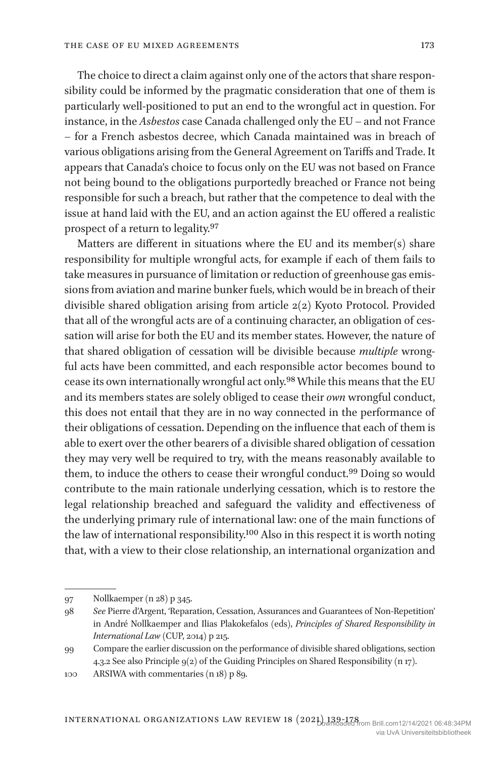The choice to direct a claim against only one of the actors that share responsibility could be informed by the pragmatic consideration that one of them is particularly well-positioned to put an end to the wrongful act in question. For instance, in the *Asbestos* case Canada challenged only the EU – and not France – for a French asbestos decree, which Canada maintained was in breach of various obligations arising from the General Agreement on Tariffs and Trade. It appears that Canada's choice to focus only on the EU was not based on France not being bound to the obligations purportedly breached or France not being responsible for such a breach, but rather that the competence to deal with the issue at hand laid with the EU, and an action against the EU offered a realistic prospect of a return to legality.[97]

Matters are different in situations where the EU and its member(s) share responsibility for multiple wrongful acts, for example if each of them fails to take measures in pursuance of limitation or reduction of greenhouse gas emissions from aviation and marine bunker fuels, which would be in breach of their divisible shared obligation arising from article 2(2) Kyoto Protocol. Provided that all of the wrongful acts are of a continuing character, an obligation of cessation will arise for both the EU and its member states. However, the nature of that shared obligation of cessation will be divisible because *multiple* wrongful acts have been committed, and each responsible actor becomes bound to cease its own internationally wrongful act only.[98] While this means that the EU and its members states are solely obliged to cease their *own* wrongful conduct, this does not entail that they are in no way connected in the performance of their obligations of cessation. Depending on the influence that each of them is able to exert over the other bearers of a divisible shared obligation of cessation they may very well be required to try, with the means reasonably available to them, to induce the others to cease their wrongful conduct.[99] Doing so would contribute to the main rationale underlying cessation, which is to restore the legal relationship breached and safeguard the validity and effectiveness of the underlying primary rule of international law: one of the main functions of the law of international responsibility.[100] Also in this respect it is worth noting that, with a view to their close relationship, an international organization and

---

97 Nollkaemper (n 28) p 345.

98 *See* Pierre d'Argent, 'Reparation, Cessation, Assurances and Guarantees of Non-Repetition' in André Nollkaemper and Ilias Plakokefalos (eds), *Principles of Shared Responsibility in International Law* (CUP, 2014) p 215.

99 Compare the earlier discussion on the performance of divisible shared obligations, section 4.3.2 See also Principle 9(2) of the Guiding Principles on Shared Responsibility (n 17).

100 ARSIWA with commentaries (n 18) p 89.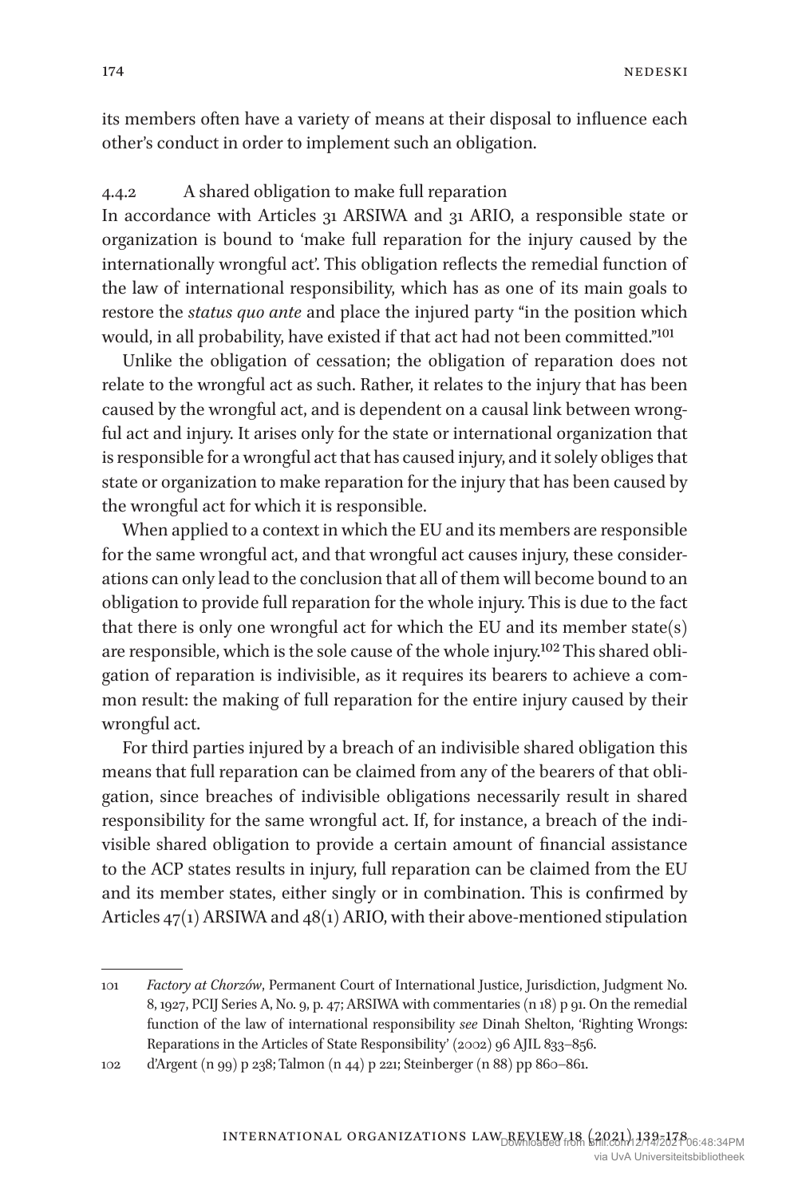its members often have a variety of means at their disposal to influence each other's conduct in order to implement such an obligation.

#### 4.4.2 A shared obligation to make full reparation

In accordance with Articles 31 ARSIWA and 31 ARIO, a responsible state or organization is bound to 'make full reparation for the injury caused by the internationally wrongful act'. This obligation reflects the remedial function of the law of international responsibility, which has as one of its main goals to restore the *status quo ante* and place the injured party "in the position which would, in all probability, have existed if that act had not been committed."[101]

Unlike the obligation of cessation; the obligation of reparation does not relate to the wrongful act as such. Rather, it relates to the injury that has been caused by the wrongful act, and is dependent on a causal link between wrongful act and injury. It arises only for the state or international organization that is responsible for a wrongful act that has caused injury, and it solely obliges that state or organization to make reparation for the injury that has been caused by the wrongful act for which it is responsible.

When applied to a context in which the EU and its members are responsible for the same wrongful act, and that wrongful act causes injury, these considerations can only lead to the conclusion that all of them will become bound to an obligation to provide full reparation for the whole injury. This is due to the fact that there is only one wrongful act for which the EU and its member state(s) are responsible, which is the sole cause of the whole injury.[102] This shared obligation of reparation is indivisible, as it requires its bearers to achieve a common result: the making of full reparation for the entire injury caused by their wrongful act.

For third parties injured by a breach of an indivisible shared obligation this means that full reparation can be claimed from any of the bearers of that obligation, since breaches of indivisible obligations necessarily result in shared responsibility for the same wrongful act. If, for instance, a breach of the indivisible shared obligation to provide a certain amount of financial assistance to the ACP states results in injury, full reparation can be claimed from the EU and its member states, either singly or in combination. This is confirmed by Articles 47(1) ARSIWA and 48(1) ARIO, with their above-mentioned stipulation

---

101 *Factory at Chorzów*, Permanent Court of International Justice, Jurisdiction, Judgment No. 8, 1927, PCIJ Series A, No. 9, p. 47; ARSIWA with commentaries (n 18) p 91. On the remedial function of the law of international responsibility *see* Dinah Shelton, 'Righting Wrongs: Reparations in the Articles of State Responsibility' (2002) 96 AJIL 833–856.

102 d'Argent (n 99) p 238; Talmon (n 44) p 221; Steinberger (n 88) pp 860–861.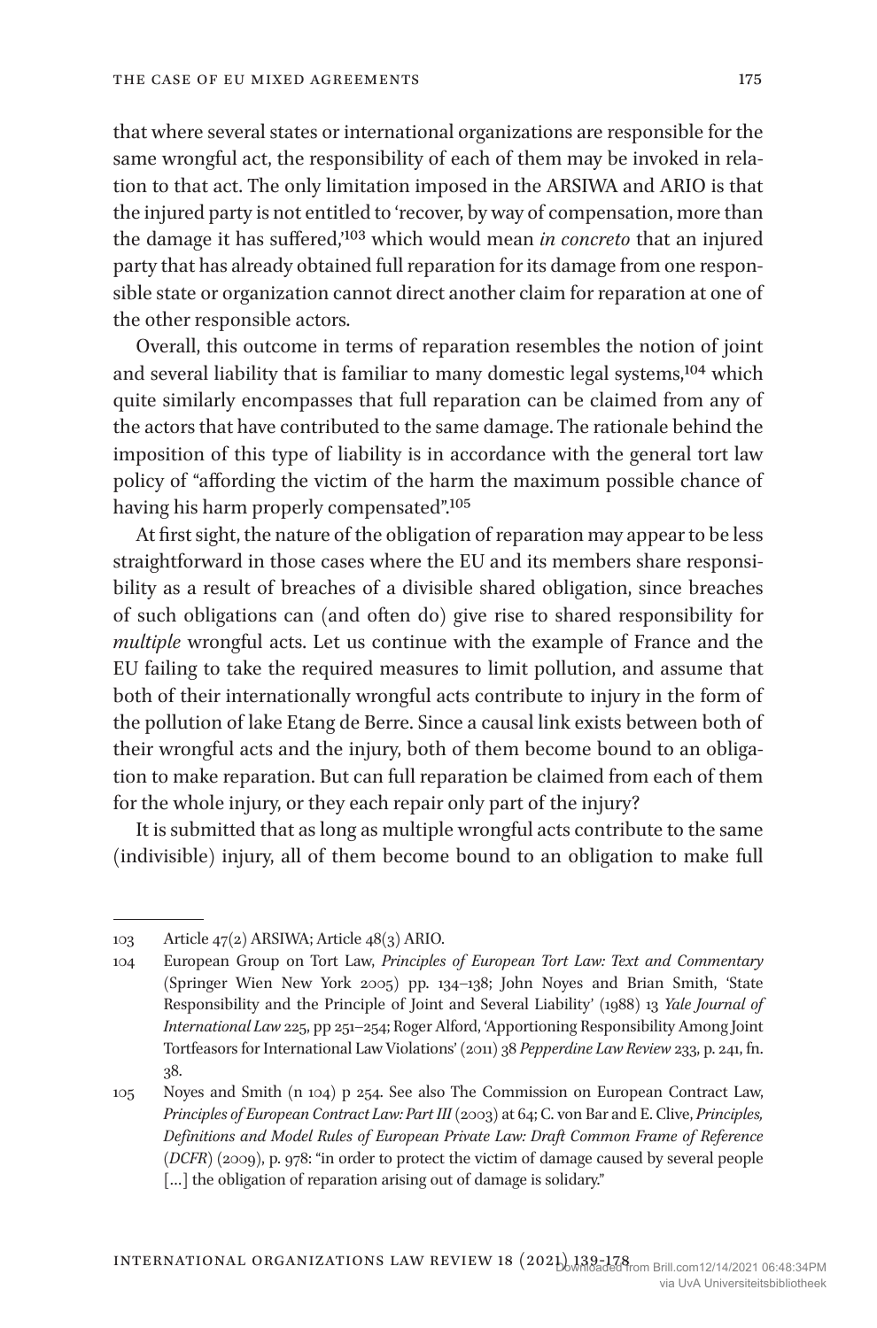that where several states or international organizations are responsible for the same wrongful act, the responsibility of each of them may be invoked in relation to that act. The only limitation imposed in the ARSIWA and ARIO is that the injured party is not entitled to 'recover, by way of compensation, more than the damage it has suffered,'[103] which would mean *in concreto* that an injured party that has already obtained full reparation for its damage from one responsible state or organization cannot direct another claim for reparation at one of the other responsible actors.

Overall, this outcome in terms of reparation resembles the notion of joint and several liability that is familiar to many domestic legal systems,[104] which quite similarly encompasses that full reparation can be claimed from any of the actors that have contributed to the same damage. The rationale behind the imposition of this type of liability is in accordance with the general tort law policy of "affording the victim of the harm the maximum possible chance of having his harm properly compensated".[105]

At first sight, the nature of the obligation of reparation may appear to be less straightforward in those cases where the EU and its members share responsibility as a result of breaches of a divisible shared obligation, since breaches of such obligations can (and often do) give rise to shared responsibility for *multiple* wrongful acts. Let us continue with the example of France and the EU failing to take the required measures to limit pollution, and assume that both of their internationally wrongful acts contribute to injury in the form of the pollution of lake Etang de Berre. Since a causal link exists between both of their wrongful acts and the injury, both of them become bound to an obligation to make reparation. But can full reparation be claimed from each of them for the whole injury, or they each repair only part of the injury?

It is submitted that as long as multiple wrongful acts contribute to the same (indivisible) injury, all of them become bound to an obligation to make full

---

103 Article 47(2) ARSIWA; Article 48(3) ARIO.

104 European Group on Tort Law, *Principles of European Tort Law: Text and Commentary* (Springer Wien New York 2005) pp. 134–138; John Noyes and Brian Smith, 'State Responsibility and the Principle of Joint and Several Liability' (1988) 13 *Yale Journal of International Law* 225, pp 251–254; Roger Alford, 'Apportioning Responsibility Among Joint Tortfeasors for International Law Violations' (2011) 38 *Pepperdine Law Review* 233, p. 241, fn. 38.

105 Noyes and Smith (n 104) p 254. See also The Commission on European Contract Law, *Principles of European Contract Law: Part III* (2003) at 64; C. von Bar and E. Clive, *Principles, Definitions and Model Rules of European Private Law: Draft Common Frame of Reference* (*DCFR*) (2009), p. 978: "in order to protect the victim of damage caused by several people […] the obligation of reparation arising out of damage is solidary."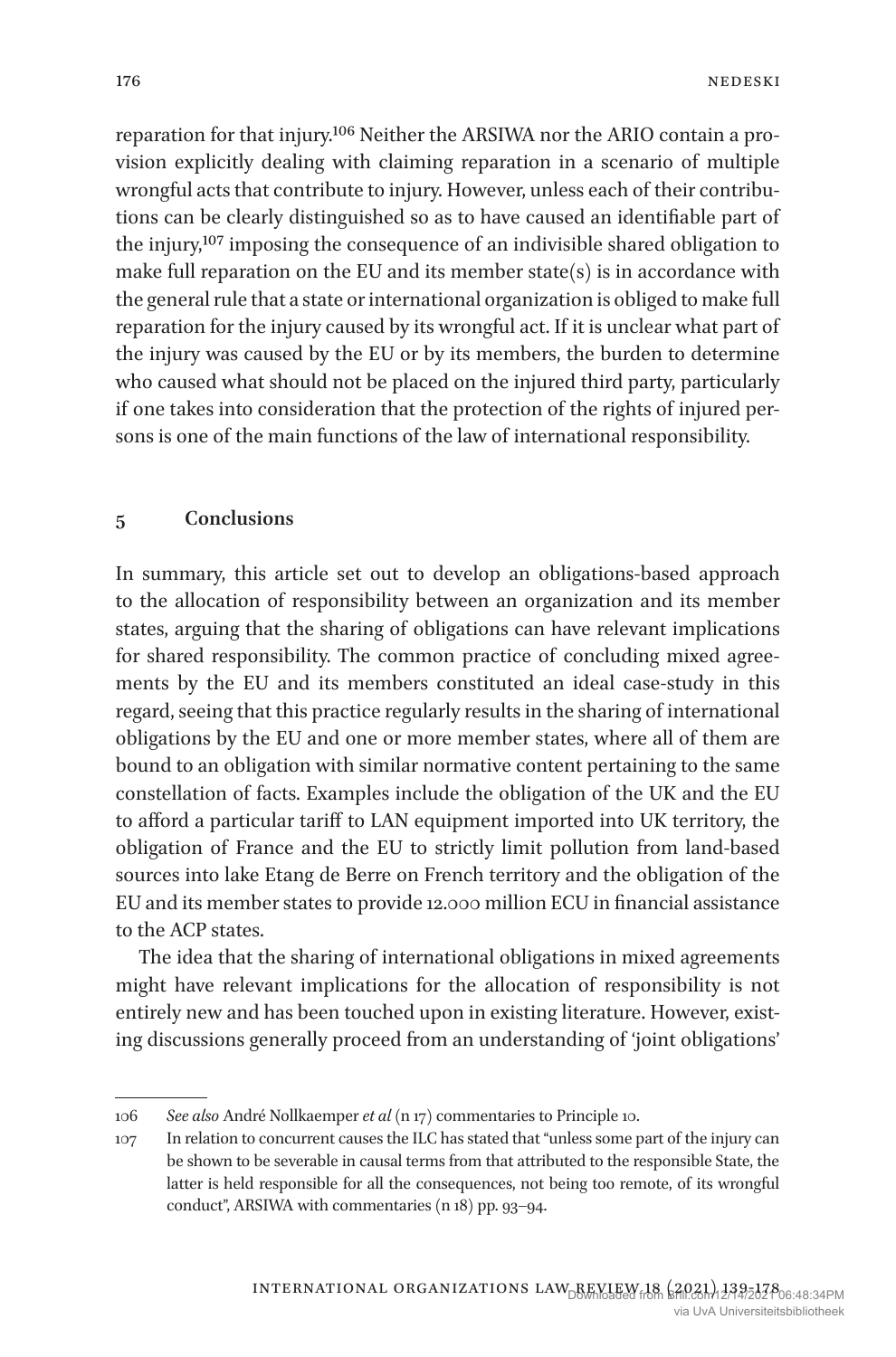reparation for that injury.[106] Neither the ARSIWA nor the ARIO contain a provision explicitly dealing with claiming reparation in a scenario of multiple wrongful acts that contribute to injury. However, unless each of their contributions can be clearly distinguished so as to have caused an identifiable part of the injury,[107] imposing the consequence of an indivisible shared obligation to make full reparation on the EU and its member state(s) is in accordance with the general rule that a state or international organization is obliged to make full reparation for the injury caused by its wrongful act. If it is unclear what part of the injury was caused by the EU or by its members, the burden to determine who caused what should not be placed on the injured third party, particularly if one takes into consideration that the protection of the rights of injured persons is one of the main functions of the law of international responsibility.

## 5 Conclusions

In summary, this article set out to develop an obligations-based approach to the allocation of responsibility between an organization and its member states, arguing that the sharing of obligations can have relevant implications for shared responsibility. The common practice of concluding mixed agreements by the EU and its members constituted an ideal case-study in this regard, seeing that this practice regularly results in the sharing of international obligations by the EU and one or more member states, where all of them are bound to an obligation with similar normative content pertaining to the same constellation of facts. Examples include the obligation of the UK and the EU to afford a particular tariff to LAN equipment imported into UK territory, the obligation of France and the EU to strictly limit pollution from land-based sources into lake Etang de Berre on French territory and the obligation of the EU and its member states to provide 12.000 million ECU in financial assistance to the ACP states.

The idea that the sharing of international obligations in mixed agreements might have relevant implications for the allocation of responsibility is not entirely new and has been touched upon in existing literature. However, existing discussions generally proceed from an understanding of 'joint obligations'

---

106 *See also* André Nollkaemper *et al* (n 17) commentaries to Principle 10.

107 In relation to concurrent causes the ILC has stated that "unless some part of the injury can be shown to be severable in causal terms from that attributed to the responsible State, the latter is held responsible for all the consequences, not being too remote, of its wrongful conduct", ARSIWA with commentaries (n 18) pp. 93–94.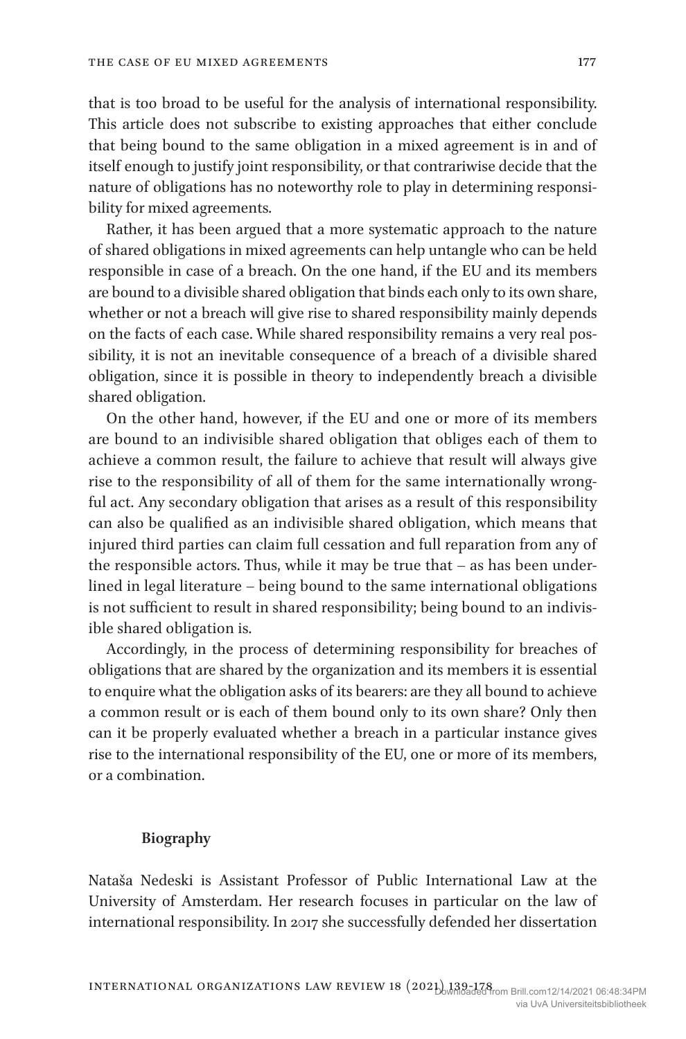that is too broad to be useful for the analysis of international responsibility. This article does not subscribe to existing approaches that either conclude that being bound to the same obligation in a mixed agreement is in and of itself enough to justify joint responsibility, or that contrariwise decide that the nature of obligations has no noteworthy role to play in determining responsibility for mixed agreements.

Rather, it has been argued that a more systematic approach to the nature of shared obligations in mixed agreements can help untangle who can be held responsible in case of a breach. On the one hand, if the EU and its members are bound to a divisible shared obligation that binds each only to its own share, whether or not a breach will give rise to shared responsibility mainly depends on the facts of each case. While shared responsibility remains a very real possibility, it is not an inevitable consequence of a breach of a divisible shared obligation, since it is possible in theory to independently breach a divisible shared obligation.

On the other hand, however, if the EU and one or more of its members are bound to an indivisible shared obligation that obliges each of them to achieve a common result, the failure to achieve that result will always give rise to the responsibility of all of them for the same internationally wrongful act. Any secondary obligation that arises as a result of this responsibility can also be qualified as an indivisible shared obligation, which means that injured third parties can claim full cessation and full reparation from any of the responsible actors. Thus, while it may be true that – as has been underlined in legal literature – being bound to the same international obligations is not sufficient to result in shared responsibility; being bound to an indivisible shared obligation is.

Accordingly, in the process of determining responsibility for breaches of obligations that are shared by the organization and its members it is essential to enquire what the obligation asks of its bearers: are they all bound to achieve a common result or is each of them bound only to its own share? Only then can it be properly evaluated whether a breach in a particular instance gives rise to the international responsibility of the EU, one or more of its members, or a combination.

**Biography**

Nataša Nedeski is Assistant Professor of Public International Law at the University of Amsterdam. Her research focuses in particular on the law of international responsibility. In 2017 she successfully defended her dissertation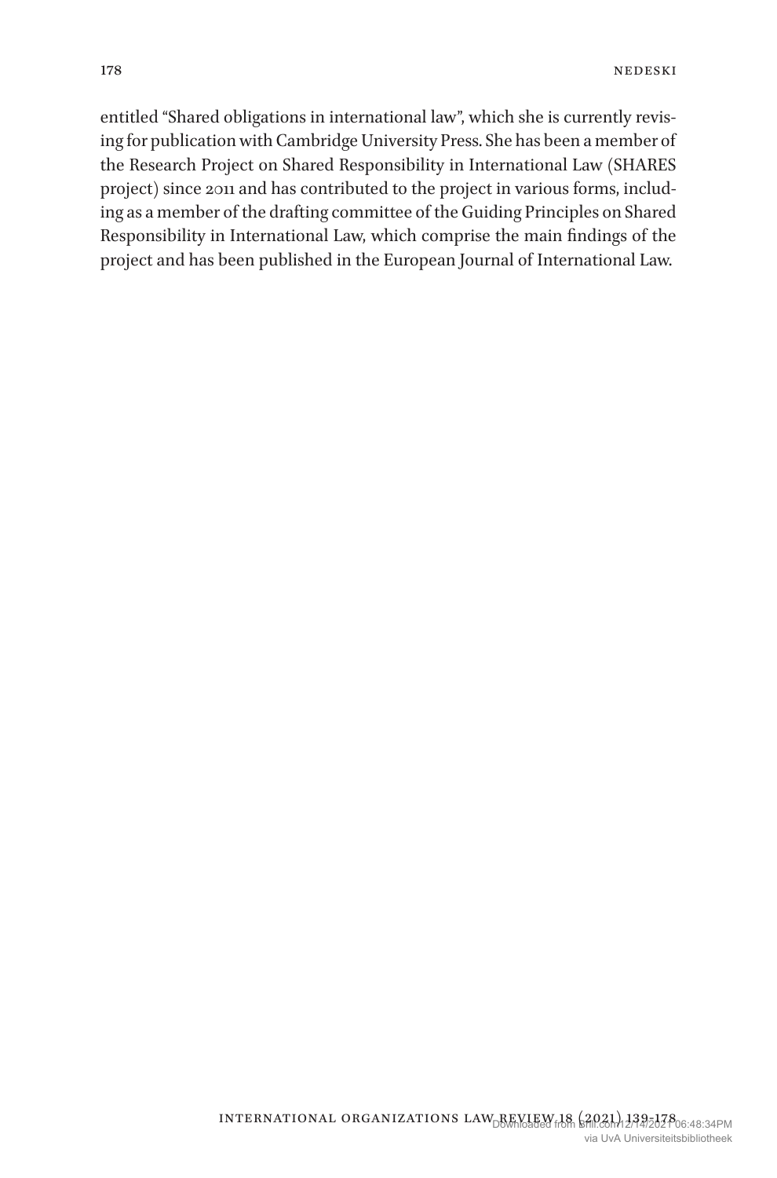entitled "Shared obligations in international law", which she is currently revising for publication with Cambridge University Press. She has been a member of the Research Project on Shared Responsibility in International Law (SHARES project) since 2011 and has contributed to the project in various forms, including as a member of the drafting committee of the Guiding Principles on Shared Responsibility in International Law, which comprise the main findings of the project and has been published in the European Journal of International Law.